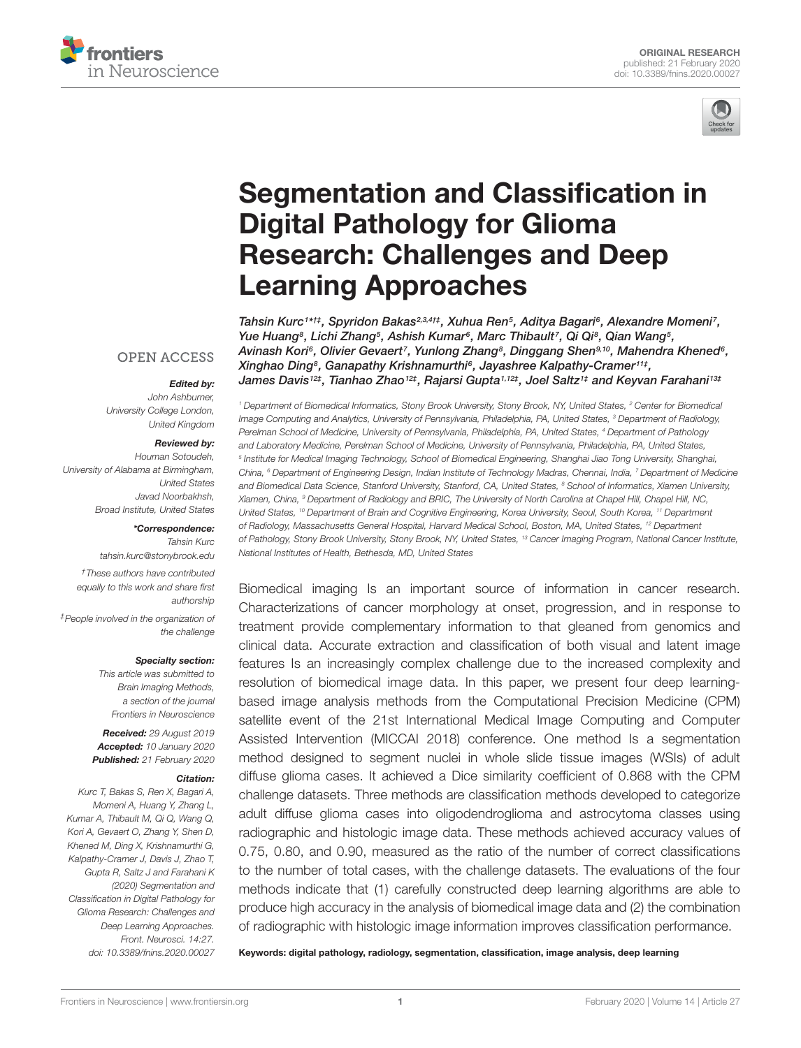ORIGINAL RESEARCH
published: 21 February 2020
doi: 10.3389/fnins.2020.00027

# Segmentation and Classification in Digital Pathology for Glioma Research: Challenges and Deep Learning Approaches

*Tahsin Kurc[1*†‡], Spyridon Bakas[2,3,4†‡], Xuhua Ren[5], Aditya Bagari[6], Alexandre Momeni[7], Yue Huang[8], Lichi Zhang[5], Ashish Kumar[6], Marc Thibault[7], Qi Qi[8], Qian Wang[5], Avinash Kori[6], Olivier Gevaert[7], Yunlong Zhang[8], Dinggang Shen[9,10], Mahendra Khened[6], Xinghao Ding[8], Ganapathy Krishnamurthi[6], Jayashree Kalpathy-Cramer[11‡], James Davis[12‡], Tianhao Zhao[12‡], Rajarsi Gupta[1,12‡], Joel Saltz[1‡] and Keyvan Farahani[13‡]*

[1] Department of Biomedical Informatics, Stony Brook University, Stony Brook, NY, United States, [2] Center for Biomedical Image Computing and Analytics, University of Pennsylvania, Philadelphia, PA, United States, [3] Department of Radiology, Perelman School of Medicine, University of Pennsylvania, Philadelphia, PA, United States, [4] Department of Pathology and Laboratory Medicine, Perelman School of Medicine, University of Pennsylvania, Philadelphia, PA, United States, [5] Institute for Medical Imaging Technology, School of Biomedical Engineering, Shanghai Jiao Tong University, Shanghai, China, [6] Department of Engineering Design, Indian Institute of Technology Madras, Chennai, India, [7] Department of Medicine and Biomedical Data Science, Stanford University, Stanford, CA, United States, [8] School of Informatics, Xiamen University, Xiamen, China, [9] Department of Radiology and BRIC, The University of North Carolina at Chapel Hill, Chapel Hill, NC, United States, [10] Department of Brain and Cognitive Engineering, Korea University, Seoul, South Korea, [11] Department of Radiology, Massachusetts General Hospital, Harvard Medical School, Boston, MA, United States, [12] Department of Pathology, Stony Brook University, Stony Brook, NY, United States, [13] Cancer Imaging Program, National Cancer Institute, National Institutes of Health, Bethesda, MD, United States

OPEN ACCESS

***Edited by:***
John Ashburner,
University College London,
United Kingdom

***Reviewed by:***
Houman Sotoudeh,
University of Alabama at Birmingham,
United States
Javad Noorbakhsh,
Broad Institute, United States

***\*Correspondence:***
Tahsin Kurc
tahsin.kurc@stonybrook.edu

†These authors have contributed equally to this work and share first authorship

‡People involved in the organization of the challenge

***Specialty section:***
This article was submitted to Brain Imaging Methods, a section of the journal Frontiers in Neuroscience

***Received:*** 29 August 2019
***Accepted:*** 10 January 2020
***Published:*** 21 February 2020

***Citation:***
Kurc T, Bakas S, Ren X, Bagari A, Momeni A, Huang Y, Zhang L, Kumar A, Thibault M, Qi Q, Wang Q, Kori A, Gevaert O, Zhang Y, Shen D, Khened M, Ding X, Krishnamurthi G, Kalpathy-Cramer J, Davis J, Zhao T, Gupta R, Saltz J and Farahani K (2020) Segmentation and Classification in Digital Pathology for Glioma Research: Challenges and Deep Learning Approaches. Front. Neurosci. 14:27. doi: 10.3389/fnins.2020.00027

Biomedical imaging Is an important source of information in cancer research. Characterizations of cancer morphology at onset, progression, and in response to treatment provide complementary information to that gleaned from genomics and clinical data. Accurate extraction and classification of both visual and latent image features Is an increasingly complex challenge due to the increased complexity and resolution of biomedical image data. In this paper, we present four deep learning-based image analysis methods from the Computational Precision Medicine (CPM) satellite event of the 21st International Medical Image Computing and Computer Assisted Intervention (MICCAI 2018) conference. One method Is a segmentation method designed to segment nuclei in whole slide tissue images (WSIs) of adult diffuse glioma cases. It achieved a Dice similarity coefficient of 0.868 with the CPM challenge datasets. Three methods are classification methods developed to categorize adult diffuse glioma cases into oligodendroglioma and astrocytoma classes using radiographic and histologic image data. These methods achieved accuracy values of 0.75, 0.80, and 0.90, measured as the ratio of the number of correct classifications to the number of total cases, with the challenge datasets. The evaluations of the four methods indicate that (1) carefully constructed deep learning algorithms are able to produce high accuracy in the analysis of biomedical image data and (2) the combination of radiographic with histologic image information improves classification performance.

**Keywords: digital pathology, radiology, segmentation, classification, image analysis, deep learning**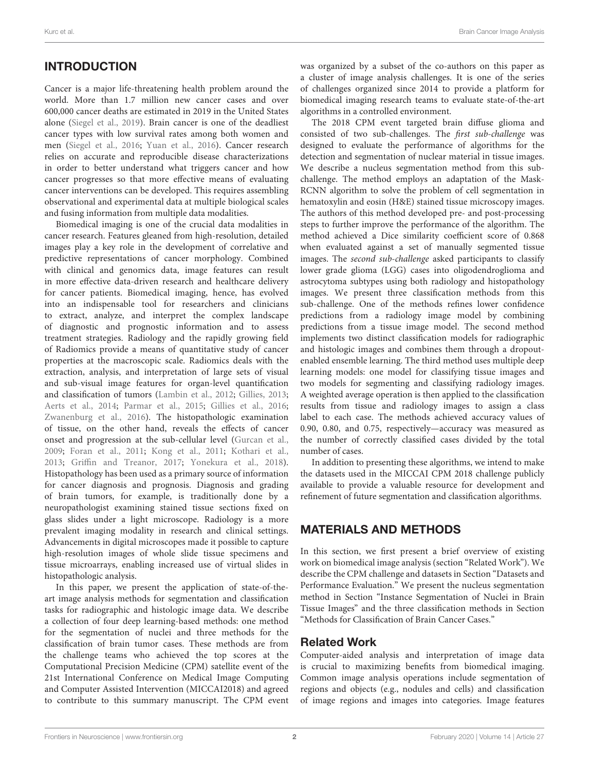## INTRODUCTION

Cancer is a major life-threatening health problem around the world. More than 1.7 million new cancer cases and over 600,000 cancer deaths are estimated in 2019 in the United States alone (Siegel et al., 2019). Brain cancer is one of the deadliest cancer types with low survival rates among both women and men (Siegel et al., 2016; Yuan et al., 2016). Cancer research relies on accurate and reproducible disease characterizations in order to better understand what triggers cancer and how cancer progresses so that more effective means of evaluating cancer interventions can be developed. This requires assembling observational and experimental data at multiple biological scales and fusing information from multiple data modalities.

Biomedical imaging is one of the crucial data modalities in cancer research. Features gleaned from high-resolution, detailed images play a key role in the development of correlative and predictive representations of cancer morphology. Combined with clinical and genomics data, image features can result in more effective data-driven research and healthcare delivery for cancer patients. Biomedical imaging, hence, has evolved into an indispensable tool for researchers and clinicians to extract, analyze, and interpret the complex landscape of diagnostic and prognostic information and to assess treatment strategies. Radiology and the rapidly growing field of Radiomics provide a means of quantitative study of cancer properties at the macroscopic scale. Radiomics deals with the extraction, analysis, and interpretation of large sets of visual and sub-visual image features for organ-level quantification and classification of tumors (Lambin et al., 2012; Gillies, 2013; Aerts et al., 2014; Parmar et al., 2015; Gillies et al., 2016; Zwanenburg et al., 2016). The histopathologic examination of tissue, on the other hand, reveals the effects of cancer onset and progression at the sub-cellular level (Gurcan et al., 2009; Foran et al., 2011; Kong et al., 2011; Kothari et al., 2013; Griffin and Treanor, 2017; Yonekura et al., 2018). Histopathology has been used as a primary source of information for cancer diagnosis and prognosis. Diagnosis and grading of brain tumors, for example, is traditionally done by a neuropathologist examining stained tissue sections fixed on glass slides under a light microscope. Radiology is a more prevalent imaging modality in research and clinical settings. Advancements in digital microscopes made it possible to capture high-resolution images of whole slide tissue specimens and tissue microarrays, enabling increased use of virtual slides in histopathologic analysis.

In this paper, we present the application of state-of-the-art image analysis methods for segmentation and classification tasks for radiographic and histologic image data. We describe a collection of four deep learning-based methods: one method for the segmentation of nuclei and three methods for the classification of brain tumor cases. These methods are from the challenge teams who achieved the top scores at the Computational Precision Medicine (CPM) satellite event of the 21st International Conference on Medical Image Computing and Computer Assisted Intervention (MICCAI2018) and agreed to contribute to this summary manuscript. The CPM event was organized by a subset of the co-authors on this paper as a cluster of image analysis challenges. It is one of the series of challenges organized since 2014 to provide a platform for biomedical imaging research teams to evaluate state-of-the-art algorithms in a controlled environment.

The 2018 CPM event targeted brain diffuse glioma and consisted of two sub-challenges. The *first sub-challenge* was designed to evaluate the performance of algorithms for the detection and segmentation of nuclear material in tissue images. We describe a nucleus segmentation method from this sub-challenge. The method employs an adaptation of the Mask-RCNN algorithm to solve the problem of cell segmentation in hematoxylin and eosin (H&E) stained tissue microscopy images. The authors of this method developed pre- and post-processing steps to further improve the performance of the algorithm. The method achieved a Dice similarity coefficient score of 0.868 when evaluated against a set of manually segmented tissue images. The *second sub-challenge* asked participants to classify lower grade glioma (LGG) cases into oligodendroglioma and astrocytoma subtypes using both radiology and histopathology images. We present three classification methods from this sub-challenge. One of the methods refines lower confidence predictions from a radiology image model by combining predictions from a tissue image model. The second method implements two distinct classification models for radiographic and histologic images and combines them through a dropout-enabled ensemble learning. The third method uses multiple deep learning models: one model for classifying tissue images and two models for segmenting and classifying radiology images. A weighted average operation is then applied to the classification results from tissue and radiology images to assign a class label to each case. The methods achieved accuracy values of 0.90, 0.80, and 0.75, respectively—accuracy was measured as the number of correctly classified cases divided by the total number of cases.

In addition to presenting these algorithms, we intend to make the datasets used in the MICCAI CPM 2018 challenge publicly available to provide a valuable resource for development and refinement of future segmentation and classification algorithms.

## MATERIALS AND METHODS

In this section, we first present a brief overview of existing work on biomedical image analysis (section "Related Work"). We describe the CPM challenge and datasets in Section "Datasets and Performance Evaluation." We present the nucleus segmentation method in Section "Instance Segmentation of Nuclei in Brain Tissue Images" and the three classification methods in Section "Methods for Classification of Brain Cancer Cases."

### Related Work

Computer-aided analysis and interpretation of image data is crucial to maximizing benefits from biomedical imaging. Common image analysis operations include segmentation of regions and objects (e.g., nodules and cells) and classification of image regions and images into categories. Image features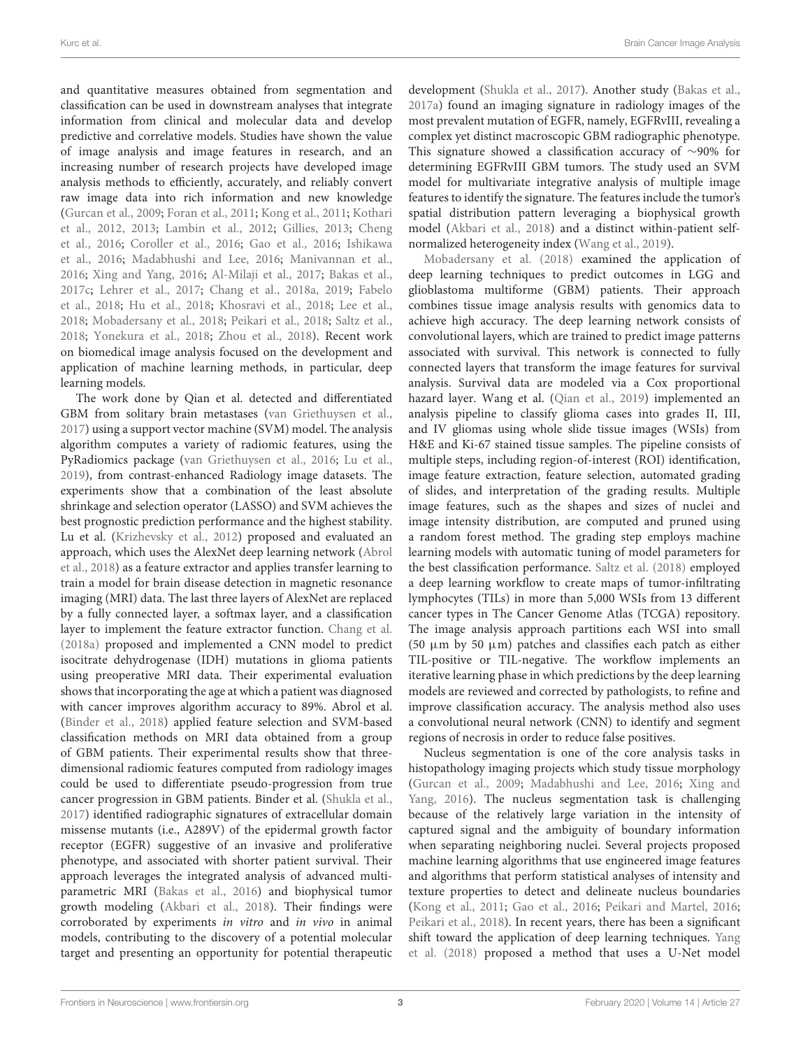and quantitative measures obtained from segmentation and classification can be used in downstream analyses that integrate information from clinical and molecular data and develop predictive and correlative models. Studies have shown the value of image analysis and image features in research, and an increasing number of research projects have developed image analysis methods to efficiently, accurately, and reliably convert raw image data into rich information and new knowledge (Gurcan et al., 2009; Foran et al., 2011; Kong et al., 2011; Kothari et al., 2012, 2013; Lambin et al., 2012; Gillies, 2013; Cheng et al., 2016; Coroller et al., 2016; Gao et al., 2016; Ishikawa et al., 2016; Madabhushi and Lee, 2016; Manivannan et al., 2016; Xing and Yang, 2016; Al-Milaji et al., 2017; Bakas et al., 2017c; Lehrer et al., 2017; Chang et al., 2018a, 2019; Fabelo et al., 2018; Hu et al., 2018; Khosravi et al., 2018; Lee et al., 2018; Mobadersany et al., 2018; Peikari et al., 2018; Saltz et al., 2018; Yonekura et al., 2018; Zhou et al., 2018). Recent work on biomedical image analysis focused on the development and application of machine learning methods, in particular, deep learning models.

The work done by Qian et al. detected and differentiated GBM from solitary brain metastases (van Griethuysen et al., 2017) using a support vector machine (SVM) model. The analysis algorithm computes a variety of radiomic features, using the PyRadiomics package (van Griethuysen et al., 2016; Lu et al., 2019), from contrast-enhanced Radiology image datasets. The experiments show that a combination of the least absolute shrinkage and selection operator (LASSO) and SVM achieves the best prognostic prediction performance and the highest stability. Lu et al. (Krizhevsky et al., 2012) proposed and evaluated an approach, which uses the AlexNet deep learning network (Abrol et al., 2018) as a feature extractor and applies transfer learning to train a model for brain disease detection in magnetic resonance imaging (MRI) data. The last three layers of AlexNet are replaced by a fully connected layer, a softmax layer, and a classification layer to implement the feature extractor function. Chang et al. (2018a) proposed and implemented a CNN model to predict isocitrate dehydrogenase (IDH) mutations in glioma patients using preoperative MRI data. Their experimental evaluation shows that incorporating the age at which a patient was diagnosed with cancer improves algorithm accuracy to 89%. Abrol et al. (Binder et al., 2018) applied feature selection and SVM-based classification methods on MRI data obtained from a group of GBM patients. Their experimental results show that three-dimensional radiomic features computed from radiology images could be used to differentiate pseudo-progression from true cancer progression in GBM patients. Binder et al. (Shukla et al., 2017) identified radiographic signatures of extracellular domain missense mutants (i.e., A289V) of the epidermal growth factor receptor (EGFR) suggestive of an invasive and proliferative phenotype, and associated with shorter patient survival. Their approach leverages the integrated analysis of advanced multi-parametric MRI (Bakas et al., 2016) and biophysical tumor growth modeling (Akbari et al., 2018). Their findings were corroborated by experiments *in vitro* and *in vivo* in animal models, contributing to the discovery of a potential molecular target and presenting an opportunity for potential therapeutic development (Shukla et al., 2017). Another study (Bakas et al., 2017a) found an imaging signature in radiology images of the most prevalent mutation of EGFR, namely, EGFRvIII, revealing a complex yet distinct macroscopic GBM radiographic phenotype. This signature showed a classification accuracy of ∼90% for determining EGFRvIII GBM tumors. The study used an SVM model for multivariate integrative analysis of multiple image features to identify the signature. The features include the tumor's spatial distribution pattern leveraging a biophysical growth model (Akbari et al., 2018) and a distinct within-patient self-normalized heterogeneity index (Wang et al., 2019).

Mobadersany et al. (2018) examined the application of deep learning techniques to predict outcomes in LGG and glioblastoma multiforme (GBM) patients. Their approach combines tissue image analysis results with genomics data to achieve high accuracy. The deep learning network consists of convolutional layers, which are trained to predict image patterns associated with survival. This network is connected to fully connected layers that transform the image features for survival analysis. Survival data are modeled via a Cox proportional hazard layer. Wang et al. (Qian et al., 2019) implemented an analysis pipeline to classify glioma cases into grades II, III, and IV gliomas using whole slide tissue images (WSIs) from H&E and Ki-67 stained tissue samples. The pipeline consists of multiple steps, including region-of-interest (ROI) identification, image feature extraction, feature selection, automated grading of slides, and interpretation of the grading results. Multiple image features, such as the shapes and sizes of nuclei and image intensity distribution, are computed and pruned using a random forest method. The grading step employs machine learning models with automatic tuning of model parameters for the best classification performance. Saltz et al. (2018) employed a deep learning workflow to create maps of tumor-infiltrating lymphocytes (TILs) in more than 5,000 WSIs from 13 different cancer types in The Cancer Genome Atlas (TCGA) repository. The image analysis approach partitions each WSI into small (50 μm by 50 μm) patches and classifies each patch as either TIL-positive or TIL-negative. The workflow implements an iterative learning phase in which predictions by the deep learning models are reviewed and corrected by pathologists, to refine and improve classification accuracy. The analysis method also uses a convolutional neural network (CNN) to identify and segment regions of necrosis in order to reduce false positives.

Nucleus segmentation is one of the core analysis tasks in histopathology imaging projects which study tissue morphology (Gurcan et al., 2009; Madabhushi and Lee, 2016; Xing and Yang, 2016). The nucleus segmentation task is challenging because of the relatively large variation in the intensity of captured signal and the ambiguity of boundary information when separating neighboring nuclei. Several projects proposed machine learning algorithms that use engineered image features and algorithms that perform statistical analyses of intensity and texture properties to detect and delineate nucleus boundaries (Kong et al., 2011; Gao et al., 2016; Peikari and Martel, 2016; Peikari et al., 2018). In recent years, there has been a significant shift toward the application of deep learning techniques. Yang et al. (2018) proposed a method that uses a U-Net model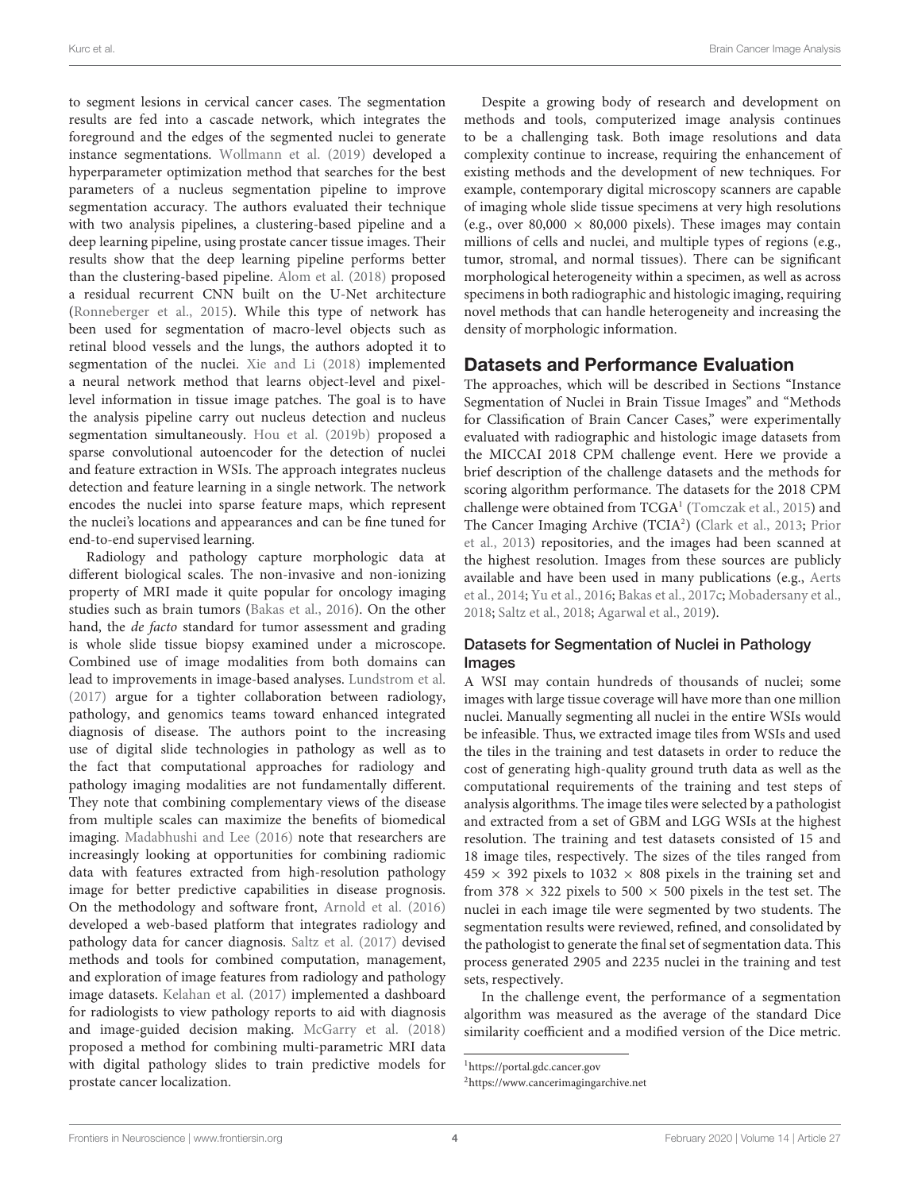to segment lesions in cervical cancer cases. The segmentation results are fed into a cascade network, which integrates the foreground and the edges of the segmented nuclei to generate instance segmentations. Wollmann et al. (2019) developed a hyperparameter optimization method that searches for the best parameters of a nucleus segmentation pipeline to improve segmentation accuracy. The authors evaluated their technique with two analysis pipelines, a clustering-based pipeline and a deep learning pipeline, using prostate cancer tissue images. Their results show that the deep learning pipeline performs better than the clustering-based pipeline. Alom et al. (2018) proposed a residual recurrent CNN built on the U-Net architecture (Ronneberger et al., 2015). While this type of network has been used for segmentation of macro-level objects such as retinal blood vessels and the lungs, the authors adopted it to segmentation of the nuclei. Xie and Li (2018) implemented a neural network method that learns object-level and pixel-level information in tissue image patches. The goal is to have the analysis pipeline carry out nucleus detection and nucleus segmentation simultaneously. Hou et al. (2019b) proposed a sparse convolutional autoencoder for the detection of nuclei and feature extraction in WSIs. The approach integrates nucleus detection and feature learning in a single network. The network encodes the nuclei into sparse feature maps, which represent the nuclei's locations and appearances and can be fine tuned for end-to-end supervised learning.

Radiology and pathology capture morphologic data at different biological scales. The non-invasive and non-ionizing property of MRI made it quite popular for oncology imaging studies such as brain tumors (Bakas et al., 2016). On the other hand, the *de facto* standard for tumor assessment and grading is whole slide tissue biopsy examined under a microscope. Combined use of image modalities from both domains can lead to improvements in image-based analyses. Lundstrom et al. (2017) argue for a tighter collaboration between radiology, pathology, and genomics teams toward enhanced integrated diagnosis of disease. The authors point to the increasing use of digital slide technologies in pathology as well as to the fact that computational approaches for radiology and pathology imaging modalities are not fundamentally different. They note that combining complementary views of the disease from multiple scales can maximize the benefits of biomedical imaging. Madabhushi and Lee (2016) note that researchers are increasingly looking at opportunities for combining radiomic data with features extracted from high-resolution pathology image for better predictive capabilities in disease prognosis. On the methodology and software front, Arnold et al. (2016) developed a web-based platform that integrates radiology and pathology data for cancer diagnosis. Saltz et al. (2017) devised methods and tools for combined computation, management, and exploration of image features from radiology and pathology image datasets. Kelahan et al. (2017) implemented a dashboard for radiologists to view pathology reports to aid with diagnosis and image-guided decision making. McGarry et al. (2018) proposed a method for combining multi-parametric MRI data with digital pathology slides to train predictive models for prostate cancer localization.

Despite a growing body of research and development on methods and tools, computerized image analysis continues to be a challenging task. Both image resolutions and data complexity continue to increase, requiring the enhancement of existing methods and the development of new techniques. For example, contemporary digital microscopy scanners are capable of imaging whole slide tissue specimens at very high resolutions (e.g., over 80,000 × 80,000 pixels). These images may contain millions of cells and nuclei, and multiple types of regions (e.g., tumor, stromal, and normal tissues). There can be significant morphological heterogeneity within a specimen, as well as across specimens in both radiographic and histologic imaging, requiring novel methods that can handle heterogeneity and increasing the density of morphologic information.

## Datasets and Performance Evaluation

The approaches, which will be described in Sections "Instance Segmentation of Nuclei in Brain Tissue Images" and "Methods for Classification of Brain Cancer Cases," were experimentally evaluated with radiographic and histologic image datasets from the MICCAI 2018 CPM challenge event. Here we provide a brief description of the challenge datasets and the methods for scoring algorithm performance. The datasets for the 2018 CPM challenge were obtained from TCGA[1] (Tomczak et al., 2015) and The Cancer Imaging Archive (TCIA[2]) (Clark et al., 2013; Prior et al., 2013) repositories, and the images had been scanned at the highest resolution. Images from these sources are publicly available and have been used in many publications (e.g., Aerts et al., 2014; Yu et al., 2016; Bakas et al., 2017c; Mobadersany et al., 2018; Saltz et al., 2018; Agarwal et al., 2019).

### Datasets for Segmentation of Nuclei in Pathology Images

A WSI may contain hundreds of thousands of nuclei; some images with large tissue coverage will have more than one million nuclei. Manually segmenting all nuclei in the entire WSIs would be infeasible. Thus, we extracted image tiles from WSIs and used the tiles in the training and test datasets in order to reduce the cost of generating high-quality ground truth data as well as the computational requirements of the training and test steps of analysis algorithms. The image tiles were selected by a pathologist and extracted from a set of GBM and LGG WSIs at the highest resolution. The training and test datasets consisted of 15 and 18 image tiles, respectively. The sizes of the tiles ranged from 459 × 392 pixels to 1032 × 808 pixels in the training set and from 378 × 322 pixels to 500 × 500 pixels in the test set. The nuclei in each image tile were segmented by two students. The segmentation results were reviewed, refined, and consolidated by the pathologist to generate the final set of segmentation data. This process generated 2905 and 2235 nuclei in the training and test sets, respectively.

In the challenge event, the performance of a segmentation algorithm was measured as the average of the standard Dice similarity coefficient and a modified version of the Dice metric.

[1] https://portal.gdc.cancer.gov

[2] https://www.cancerimagingarchive.net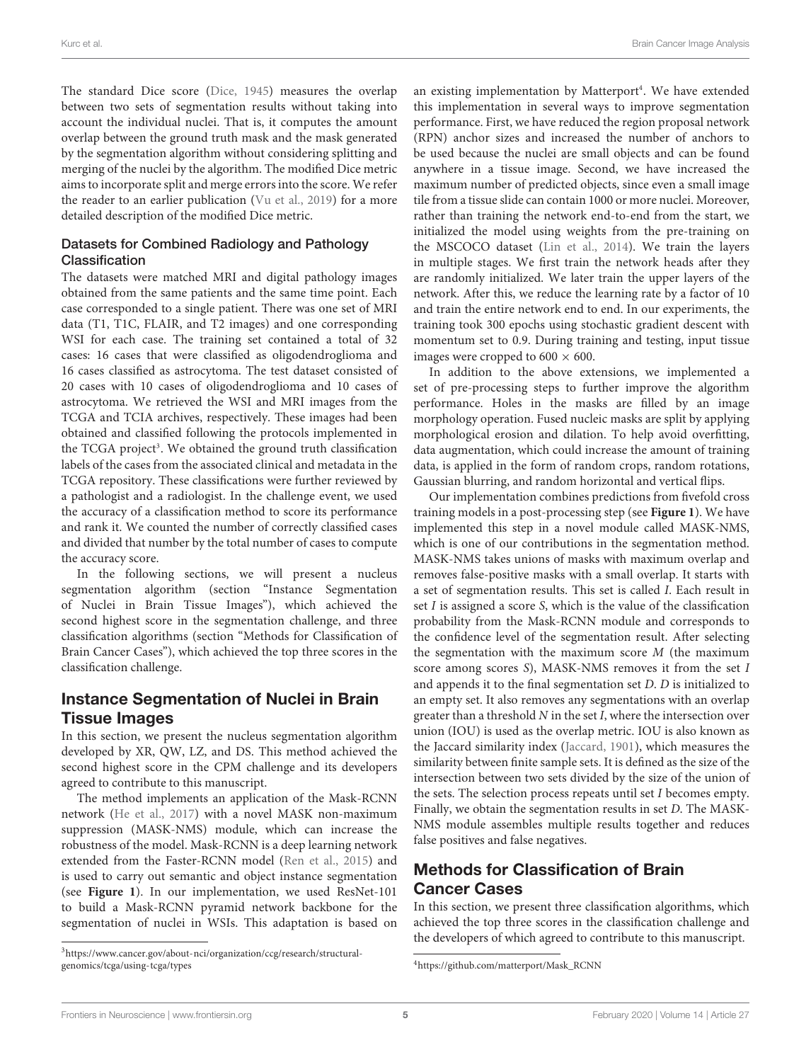The standard Dice score (Dice, 1945) measures the overlap between two sets of segmentation results without taking into account the individual nuclei. That is, it computes the amount overlap between the ground truth mask and the mask generated by the segmentation algorithm without considering splitting and merging of the nuclei by the algorithm. The modified Dice metric aims to incorporate split and merge errors into the score. We refer the reader to an earlier publication (Vu et al., 2019) for a more detailed description of the modified Dice metric.

### Datasets for Combined Radiology and Pathology Classification

The datasets were matched MRI and digital pathology images obtained from the same patients and the same time point. Each case corresponded to a single patient. There was one set of MRI data (T1, T1C, FLAIR, and T2 images) and one corresponding WSI for each case. The training set contained a total of 32 cases: 16 cases that were classified as oligodendroglioma and 16 cases classified as astrocytoma. The test dataset consisted of 20 cases with 10 cases of oligodendroglioma and 10 cases of astrocytoma. We retrieved the WSI and MRI images from the TCGA and TCIA archives, respectively. These images had been obtained and classified following the protocols implemented in the TCGA project[3]. We obtained the ground truth classification labels of the cases from the associated clinical and metadata in the TCGA repository. These classifications were further reviewed by a pathologist and a radiologist. In the challenge event, we used the accuracy of a classification method to score its performance and rank it. We counted the number of correctly classified cases and divided that number by the total number of cases to compute the accuracy score.

In the following sections, we will present a nucleus segmentation algorithm (section "Instance Segmentation of Nuclei in Brain Tissue Images"), which achieved the second highest score in the segmentation challenge, and three classification algorithms (section "Methods for Classification of Brain Cancer Cases"), which achieved the top three scores in the classification challenge.

## Instance Segmentation of Nuclei in Brain Tissue Images

In this section, we present the nucleus segmentation algorithm developed by XR, QW, LZ, and DS. This method achieved the second highest score in the CPM challenge and its developers agreed to contribute to this manuscript.

The method implements an application of the Mask-RCNN network (He et al., 2017) with a novel MASK non-maximum suppression (MASK-NMS) module, which can increase the robustness of the model. Mask-RCNN is a deep learning network extended from the Faster-RCNN model (Ren et al., 2015) and is used to carry out semantic and object instance segmentation (see **Figure 1**). In our implementation, we used ResNet-101 to build a Mask-RCNN pyramid network backbone for the segmentation of nuclei in WSIs. This adaptation is based on an existing implementation by Matterport[4]. We have extended this implementation in several ways to improve segmentation performance. First, we have reduced the region proposal network (RPN) anchor sizes and increased the number of anchors to be used because the nuclei are small objects and can be found anywhere in a tissue image. Second, we have increased the maximum number of predicted objects, since even a small image tile from a tissue slide can contain 1000 or more nuclei. Moreover, rather than training the network end-to-end from the start, we initialized the model using weights from the pre-training on the MSCOCO dataset (Lin et al., 2014). We train the layers in multiple stages. We first train the network heads after they are randomly initialized. We later train the upper layers of the network. After this, we reduce the learning rate by a factor of 10 and train the entire network end to end. In our experiments, the training took 300 epochs using stochastic gradient descent with momentum set to 0.9. During training and testing, input tissue images were cropped to $600 \times 600$.

In addition to the above extensions, we implemented a set of pre-processing steps to further improve the algorithm performance. Holes in the masks are filled by an image morphology operation. Fused nucleic masks are split by applying morphological erosion and dilation. To help avoid overfitting, data augmentation, which could increase the amount of training data, is applied in the form of random crops, random rotations, Gaussian blurring, and random horizontal and vertical flips.

Our implementation combines predictions from fivefold cross training models in a post-processing step (see **Figure 1**). We have implemented this step in a novel module called MASK-NMS, which is one of our contributions in the segmentation method. MASK-NMS takes unions of masks with maximum overlap and removes false-positive masks with a small overlap. It starts with a set of segmentation results. This set is called $I$. Each result in set $I$ is assigned a score $S$, which is the value of the classification probability from the Mask-RCNN module and corresponds to the confidence level of the segmentation result. After selecting the segmentation with the maximum score $M$ (the maximum score among scores $S$), MASK-NMS removes it from the set $I$ and appends it to the final segmentation set $D$. $D$ is initialized to an empty set. It also removes any segmentations with an overlap greater than a threshold $N$ in the set $I$, where the intersection over union (IOU) is used as the overlap metric. IOU is also known as the Jaccard similarity index (Jaccard, 1901), which measures the similarity between finite sample sets. It is defined as the size of the intersection between two sets divided by the size of the union of the sets. The selection process repeats until set $I$ becomes empty. Finally, we obtain the segmentation results in set $D$. The MASK-NMS module assembles multiple results together and reduces false positives and false negatives.

## Methods for Classification of Brain Cancer Cases

In this section, we present three classification algorithms, which achieved the top three scores in the classification challenge and the developers of which agreed to contribute to this manuscript.

[3] https://www.cancer.gov/about-nci/organization/ccg/research/structural-genomics/tcga/using-tcga/types

[4] https://github.com/matterport/Mask_RCNN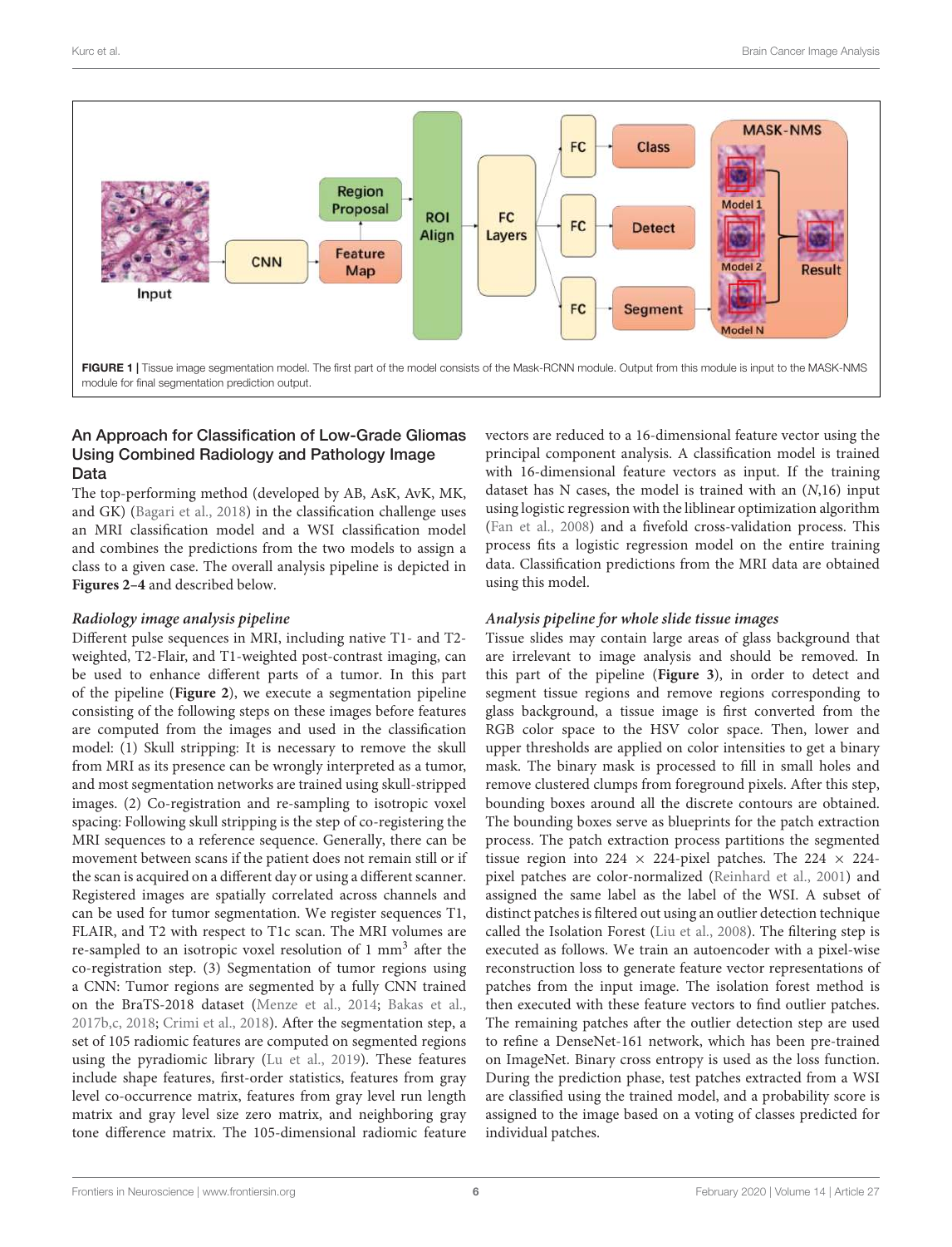FIGURE 1 | Tissue image segmentation model. The first part of the model consists of the Mask-RCNN module. Output from this module is input to the MASK-NMS module for final segmentation prediction output.

### An Approach for Classification of Low-Grade Gliomas Using Combined Radiology and Pathology Image Data

The top-performing method (developed by AB, AsK, AvK, MK, and GK) (Bagari et al., 2018) in the classification challenge uses an MRI classification model and a WSI classification model and combines the predictions from the two models to assign a class to a given case. The overall analysis pipeline is depicted in **Figures 2–4** and described below.

#### *Radiology image analysis pipeline*

Different pulse sequences in MRI, including native T1- and T2-weighted, T2-Flair, and T1-weighted post-contrast imaging, can be used to enhance different parts of a tumor. In this part of the pipeline (**Figure 2**), we execute a segmentation pipeline consisting of the following steps on these images before features are computed from the images and used in the classification model: (1) Skull stripping: It is necessary to remove the skull from MRI as its presence can be wrongly interpreted as a tumor, and most segmentation networks are trained using skull-stripped images. (2) Co-registration and re-sampling to isotropic voxel spacing: Following skull stripping is the step of co-registering the MRI sequences to a reference sequence. Generally, there can be movement between scans if the patient does not remain still or if the scan is acquired on a different day or using a different scanner. Registered images are spatially correlated across channels and can be used for tumor segmentation. We register sequences T1, FLAIR, and T2 with respect to T1c scan. The MRI volumes are re-sampled to an isotropic voxel resolution of 1 mm$^3$ after the co-registration step. (3) Segmentation of tumor regions using a CNN: Tumor regions are segmented by a fully CNN trained on the BraTS-2018 dataset (Menze et al., 2014; Bakas et al., 2017b,c, 2018; Crimi et al., 2018). After the segmentation step, a set of 105 radiomic features are computed on segmented regions using the pyradiomic library (Lu et al., 2019). These features include shape features, first-order statistics, features from gray level co-occurrence matrix, features from gray level run length matrix and gray level size zero matrix, and neighboring gray tone difference matrix. The 105-dimensional radiomic feature vectors are reduced to a 16-dimensional feature vector using the principal component analysis. A classification model is trained with 16-dimensional feature vectors as input. If the training dataset has N cases, the model is trained with an $(N,16)$ input using logistic regression with the liblinear optimization algorithm (Fan et al., 2008) and a fivefold cross-validation process. This process fits a logistic regression model on the entire training data. Classification predictions from the MRI data are obtained using this model.

#### *Analysis pipeline for whole slide tissue images*

Tissue slides may contain large areas of glass background that are irrelevant to image analysis and should be removed. In this part of the pipeline (**Figure 3**), in order to detect and segment tissue regions and remove regions corresponding to glass background, a tissue image is first converted from the RGB color space to the HSV color space. Then, lower and upper thresholds are applied on color intensities to get a binary mask. The binary mask is processed to fill in small holes and remove clustered clumps from foreground pixels. After this step, bounding boxes around all the discrete contours are obtained. The bounding boxes serve as blueprints for the patch extraction process. The patch extraction process partitions the segmented tissue region into 224 × 224-pixel patches. The 224 × 224-pixel patches are color-normalized (Reinhard et al., 2001) and assigned the same label as the label of the WSI. A subset of distinct patches is filtered out using an outlier detection technique called the Isolation Forest (Liu et al., 2008). The filtering step is executed as follows. We train an autoencoder with a pixel-wise reconstruction loss to generate feature vector representations of patches from the input image. The isolation forest method is then executed with these feature vectors to find outlier patches. The remaining patches after the outlier detection step are used to refine a DenseNet-161 network, which has been pre-trained on ImageNet. Binary cross entropy is used as the loss function. During the prediction phase, test patches extracted from a WSI are classified using the trained model, and a probability score is assigned to the image based on a voting of classes predicted for individual patches.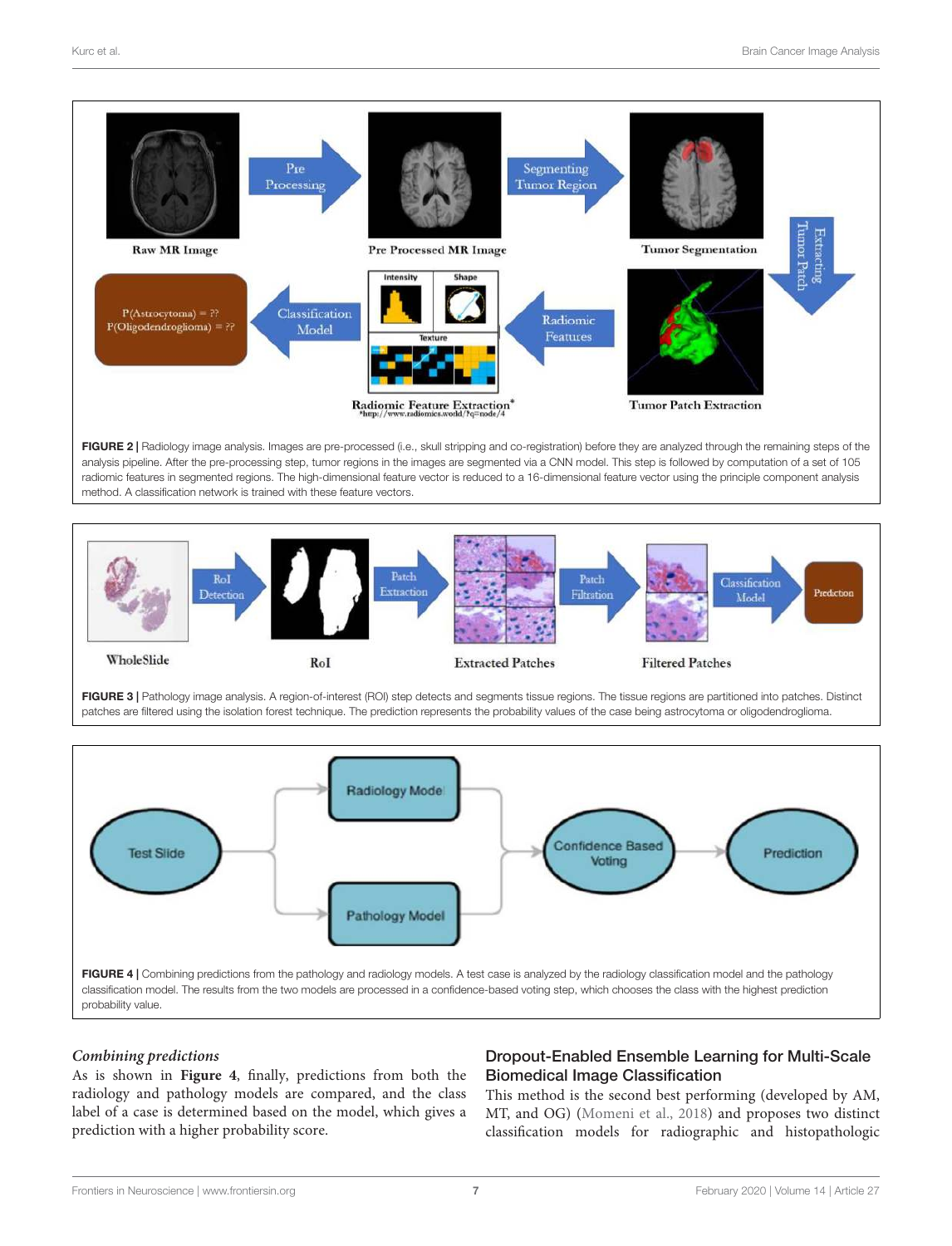**FIGURE 2 |** Radiology image analysis. Images are pre-processed (i.e., skull stripping and co-registration) before they are analyzed through the remaining steps of the analysis pipeline. After the pre-processing step, tumor regions in the images are segmented via a CNN model. This step is followed by computation of a set of 105 radiomic features in segmented regions. The high-dimensional feature vector is reduced to a 16-dimensional feature vector using the principle component analysis method. A classification network is trained with these feature vectors.

**FIGURE 3 |** Pathology image analysis. A region-of-interest (ROI) step detects and segments tissue regions. The tissue regions are partitioned into patches. Distinct patches are filtered using the isolation forest technique. The prediction represents the probability values of the case being astrocytoma or oligodendroglioma.

**FIGURE 4 |** Combining predictions from the pathology and radiology models. A test case is analyzed by the radiology classification model and the pathology classification model. The results from the two models are processed in a confidence-based voting step, which chooses the class with the highest prediction probability value.

*Combining predictions*

As is shown in **Figure 4**, finally, predictions from both the radiology and pathology models are compared, and the class label of a case is determined based on the model, which gives a prediction with a higher probability score.

### Dropout-Enabled Ensemble Learning for Multi-Scale Biomedical Image Classification

This method is the second best performing (developed by AM, MT, and OG) (Momeni et al., 2018) and proposes two distinct classification models for radiographic and histopathologic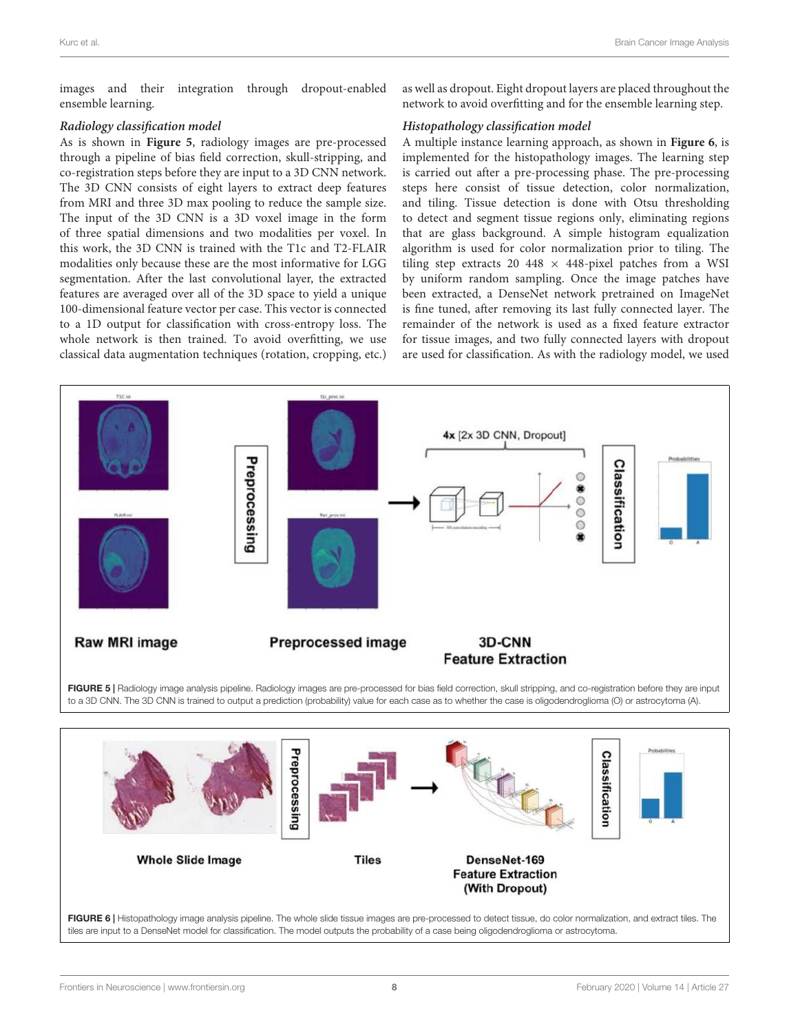images and their integration through dropout-enabled ensemble learning.

#### *Radiology classification model*

As is shown in **Figure 5**, radiology images are pre-processed through a pipeline of bias field correction, skull-stripping, and co-registration steps before they are input to a 3D CNN network. The 3D CNN consists of eight layers to extract deep features from MRI and three 3D max pooling to reduce the sample size. The input of the 3D CNN is a 3D voxel image in the form of three spatial dimensions and two modalities per voxel. In this work, the 3D CNN is trained with the T1c and T2-FLAIR modalities only because these are the most informative for LGG segmentation. After the last convolutional layer, the extracted features are averaged over all of the 3D space to yield a unique 100-dimensional feature vector per case. This vector is connected to a 1D output for classification with cross-entropy loss. The whole network is then trained. To avoid overfitting, we use classical data augmentation techniques (rotation, cropping, etc.) as well as dropout. Eight dropout layers are placed throughout the network to avoid overfitting and for the ensemble learning step.

#### *Histopathology classification model*

A multiple instance learning approach, as shown in **Figure 6**, is implemented for the histopathology images. The learning step is carried out after a pre-processing phase. The pre-processing steps here consist of tissue detection, color normalization, and tiling. Tissue detection is done with Otsu thresholding to detect and segment tissue regions only, eliminating regions that are glass background. A simple histogram equalization algorithm is used for color normalization prior to tiling. The tiling step extracts 20 448 × 448-pixel patches from a WSI by uniform random sampling. Once the image patches have been extracted, a DenseNet network pretrained on ImageNet is fine tuned, after removing its last fully connected layer. The remainder of the network is used as a fixed feature extractor for tissue images, and two fully connected layers with dropout are used for classification. As with the radiology model, we used

**FIGURE 5 |** Radiology image analysis pipeline. Radiology images are pre-processed for bias field correction, skull stripping, and co-registration before they are input to a 3D CNN. The 3D CNN is trained to output a prediction (probability) value for each case as to whether the case is oligodendroglioma (O) or astrocytoma (A).

**FIGURE 6 |** Histopathology image analysis pipeline. The whole slide tissue images are pre-processed to detect tissue, do color normalization, and extract tiles. The tiles are input to a DenseNet model for classification. The model outputs the probability of a case being oligodendroglioma or astrocytoma.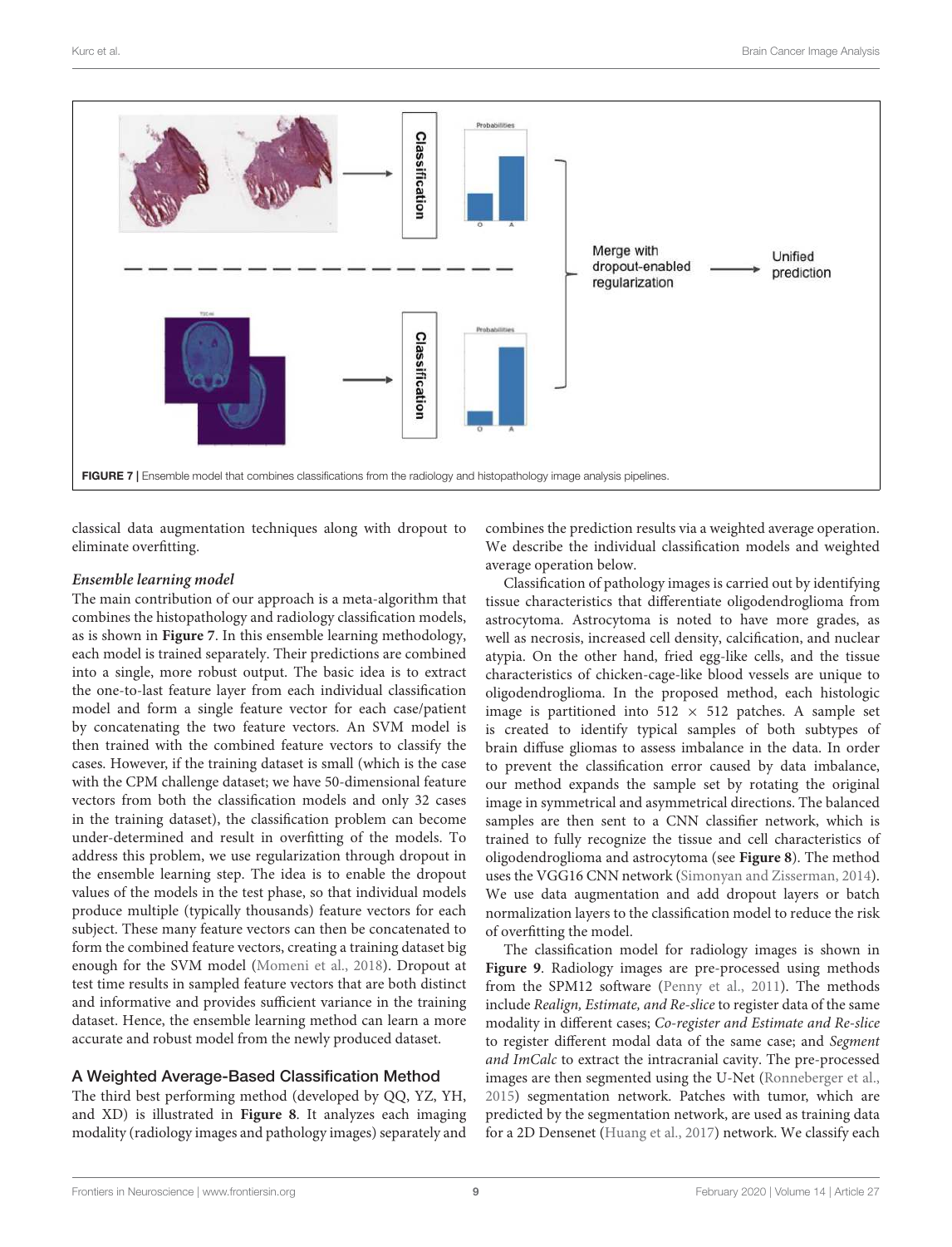FIGURE 7 | Ensemble model that combines classifications from the radiology and histopathology image analysis pipelines.

classical data augmentation techniques along with dropout to eliminate overfitting.

***Ensemble learning model***

The main contribution of our approach is a meta-algorithm that combines the histopathology and radiology classification models, as is shown in **Figure 7**. In this ensemble learning methodology, each model is trained separately. Their predictions are combined into a single, more robust output. The basic idea is to extract the one-to-last feature layer from each individual classification model and form a single feature vector for each case/patient by concatenating the two feature vectors. An SVM model is then trained with the combined feature vectors to classify the cases. However, if the training dataset is small (which is the case with the CPM challenge dataset; we have 50-dimensional feature vectors from both the classification models and only 32 cases in the training dataset), the classification problem can become under-determined and result in overfitting of the models. To address this problem, we use regularization through dropout in the ensemble learning step. The idea is to enable the dropout values of the models in the test phase, so that individual models produce multiple (typically thousands) feature vectors for each subject. These many feature vectors can then be concatenated to form the combined feature vectors, creating a training dataset big enough for the SVM model (Momeni et al., 2018). Dropout at test time results in sampled feature vectors that are both distinct and informative and provides sufficient variance in the training dataset. Hence, the ensemble learning method can learn a more accurate and robust model from the newly produced dataset.

### A Weighted Average-Based Classification Method

The third best performing method (developed by QQ, YZ, YH, and XD) is illustrated in **Figure 8**. It analyzes each imaging modality (radiology images and pathology images) separately and combines the prediction results via a weighted average operation. We describe the individual classification models and weighted average operation below.

Classification of pathology images is carried out by identifying tissue characteristics that differentiate oligodendroglioma from astrocytoma. Astrocytoma is noted to have more grades, as well as necrosis, increased cell density, calcification, and nuclear atypia. On the other hand, fried egg-like cells, and the tissue characteristics of chicken-cage-like blood vessels are unique to oligodendroglioma. In the proposed method, each histologic image is partitioned into $512 \times 512$ patches. A sample set is created to identify typical samples of both subtypes of brain diffuse gliomas to assess imbalance in the data. In order to prevent the classification error caused by data imbalance, our method expands the sample set by rotating the original image in symmetrical and asymmetrical directions. The balanced samples are then sent to a CNN classifier network, which is trained to fully recognize the tissue and cell characteristics of oligodendroglioma and astrocytoma (see **Figure 8**). The method uses the VGG16 CNN network (Simonyan and Zisserman, 2014). We use data augmentation and add dropout layers or batch normalization layers to the classification model to reduce the risk of overfitting the model.

The classification model for radiology images is shown in **Figure 9**. Radiology images are pre-processed using methods from the SPM12 software (Penny et al., 2011). The methods include *Realign, Estimate, and Re-slice* to register data of the same modality in different cases; *Co-register and Estimate and Re-slice* to register different modal data of the same case; and *Segment and ImCalc* to extract the intracranial cavity. The pre-processed images are then segmented using the U-Net (Ronneberger et al., 2015) segmentation network. Patches with tumor, which are predicted by the segmentation network, are used as training data for a 2D Densenet (Huang et al., 2017) network. We classify each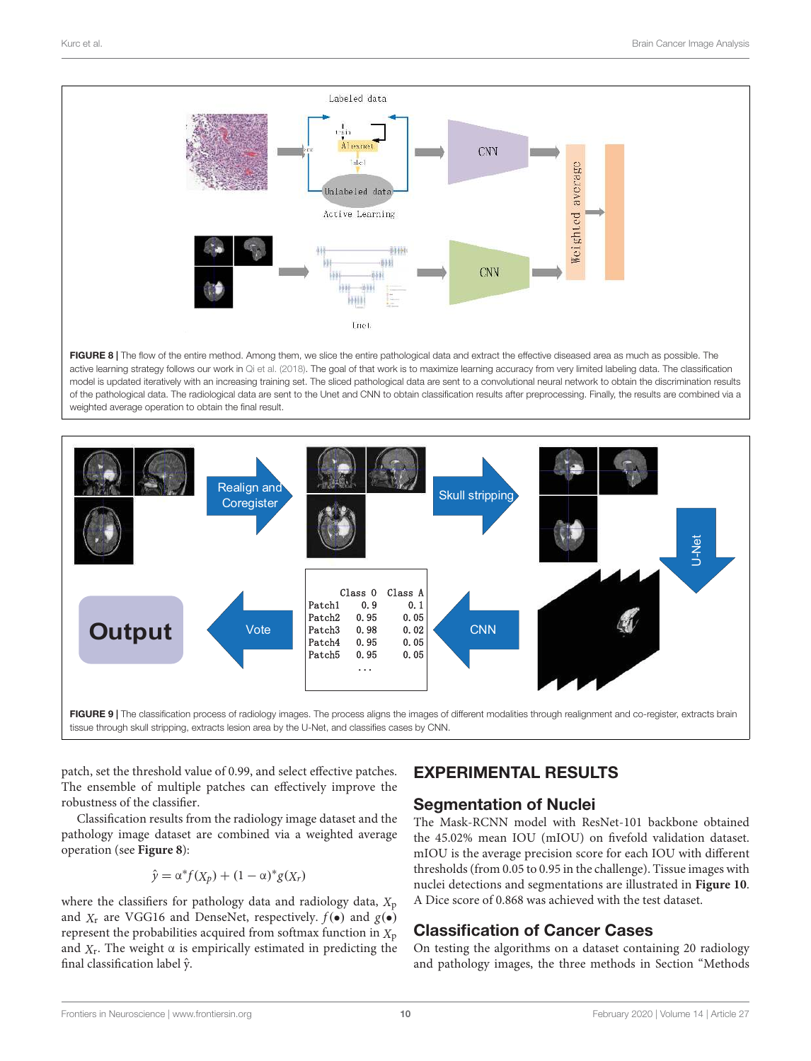FIGURE 8 | The flow of the entire method. Among them, we slice the entire pathological data and extract the effective diseased area as much as possible. The active learning strategy follows our work in Qi et al. (2018). The goal of that work is to maximize learning accuracy from very limited labeling data. The classification model is updated iteratively with an increasing training set. The sliced pathological data are sent to a convolutional neural network to obtain the discrimination results of the pathological data. The radiological data are sent to the Unet and CNN to obtain classification results after preprocessing. Finally, the results are combined via a weighted average operation to obtain the final result.

FIGURE 9 | The classification process of radiology images. The process aligns the images of different modalities through realignment and co-register, extracts brain tissue through skull stripping, extracts lesion area by the U-Net, and classifies cases by CNN.

patch, set the threshold value of 0.99, and select effective patches. The ensemble of multiple patches can effectively improve the robustness of the classifier.

Classification results from the radiology image dataset and the pathology image dataset are combined via a weighted average operation (see **Figure 8**):

$$\hat{y} = \alpha^* f(X_p) + (1 - \alpha)^* g(X_r)$$

where the classifiers for pathology data and radiology data, $X_p$ and $X_r$ are VGG16 and DenseNet, respectively. $f(\bullet)$ and $g(\bullet)$ represent the probabilities acquired from softmax function in $X_p$ and $X_r$. The weight $\alpha$ is empirically estimated in predicting the final classification label $\hat{y}$.

## EXPERIMENTAL RESULTS

### Segmentation of Nuclei

The Mask-RCNN model with ResNet-101 backbone obtained the 45.02% mean IOU (mIOU) on fivefold validation dataset. mIOU is the average precision score for each IOU with different thresholds (from 0.05 to 0.95 in the challenge). Tissue images with nuclei detections and segmentations are illustrated in **Figure 10**. A Dice score of 0.868 was achieved with the test dataset.

### Classification of Cancer Cases

On testing the algorithms on a dataset containing 20 radiology and pathology images, the three methods in Section "Methods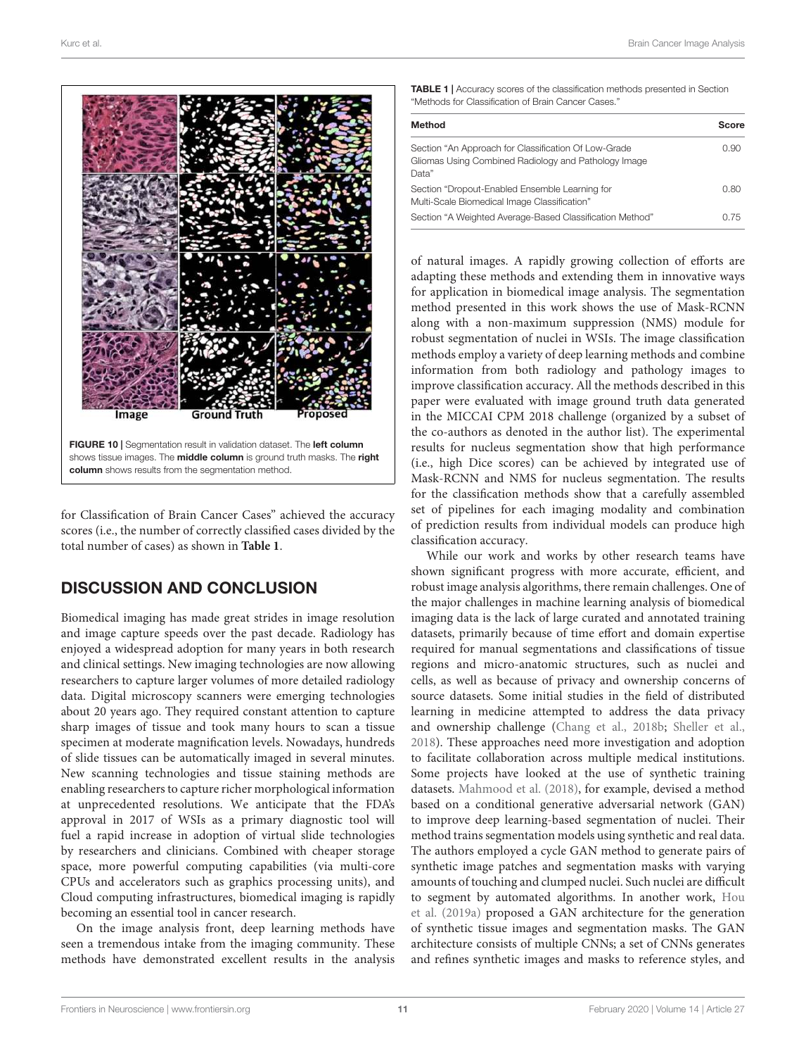FIGURE 10 | Segmentation result in validation dataset. The **left column** shows tissue images. The **middle column** is ground truth masks. The **right column** shows results from the segmentation method.

for Classification of Brain Cancer Cases" achieved the accuracy scores (i.e., the number of correctly classified cases divided by the total number of cases) as shown in **Table 1**.

**TABLE 1** | Accuracy scores of the classification methods presented in Section "Methods for Classification of Brain Cancer Cases."

| Method | Score |
| --- | --- |
| Section "An Approach for Classification Of Low-Grade Gliomas Using Combined Radiology and Pathology Image Data" | 0.90 |
| Section "Dropout-Enabled Ensemble Learning for Multi-Scale Biomedical Image Classification" | 0.80 |
| Section "A Weighted Average-Based Classification Method" | 0.75 |

## DISCUSSION AND CONCLUSION

Biomedical imaging has made great strides in image resolution and image capture speeds over the past decade. Radiology has enjoyed a widespread adoption for many years in both research and clinical settings. New imaging technologies are now allowing researchers to capture larger volumes of more detailed radiology data. Digital microscopy scanners were emerging technologies about 20 years ago. They required constant attention to capture sharp images of tissue and took many hours to scan a tissue specimen at moderate magnification levels. Nowadays, hundreds of slide tissues can be automatically imaged in several minutes. New scanning technologies and tissue staining methods are enabling researchers to capture richer morphological information at unprecedented resolutions. We anticipate that the FDA's approval in 2017 of WSIs as a primary diagnostic tool will fuel a rapid increase in adoption of virtual slide technologies by researchers and clinicians. Combined with cheaper storage space, more powerful computing capabilities (via multi-core CPUs and accelerators such as graphics processing units), and Cloud computing infrastructures, biomedical imaging is rapidly becoming an essential tool in cancer research.

On the image analysis front, deep learning methods have seen a tremendous intake from the imaging community. These methods have demonstrated excellent results in the analysis of natural images. A rapidly growing collection of efforts are adapting these methods and extending them in innovative ways for application in biomedical image analysis. The segmentation method presented in this work shows the use of Mask-RCNN along with a non-maximum suppression (NMS) module for robust segmentation of nuclei in WSIs. The image classification methods employ a variety of deep learning methods and combine information from both radiology and pathology images to improve classification accuracy. All the methods described in this paper were evaluated with image ground truth data generated in the MICCAI CPM 2018 challenge (organized by a subset of the co-authors as denoted in the author list). The experimental results for nucleus segmentation show that high performance (i.e., high Dice scores) can be achieved by integrated use of Mask-RCNN and NMS for nucleus segmentation. The results for the classification methods show that a carefully assembled set of pipelines for each imaging modality and combination of prediction results from individual models can produce high classification accuracy.

While our work and works by other research teams have shown significant progress with more accurate, efficient, and robust image analysis algorithms, there remain challenges. One of the major challenges in machine learning analysis of biomedical imaging data is the lack of large curated and annotated training datasets, primarily because of time effort and domain expertise required for manual segmentations and classifications of tissue regions and micro-anatomic structures, such as nuclei and cells, as well as because of privacy and ownership concerns of source datasets. Some initial studies in the field of distributed learning in medicine attempted to address the data privacy and ownership challenge (Chang et al., 2018b; Sheller et al., 2018). These approaches need more investigation and adoption to facilitate collaboration across multiple medical institutions. Some projects have looked at the use of synthetic training datasets. Mahmood et al. (2018), for example, devised a method based on a conditional generative adversarial network (GAN) to improve deep learning-based segmentation of nuclei. Their method trains segmentation models using synthetic and real data. The authors employed a cycle GAN method to generate pairs of synthetic image patches and segmentation masks with varying amounts of touching and clumped nuclei. Such nuclei are difficult to segment by automated algorithms. In another work, Hou et al. (2019a) proposed a GAN architecture for the generation of synthetic tissue images and segmentation masks. The GAN architecture consists of multiple CNNs; a set of CNNs generates and refines synthetic images and masks to reference styles, and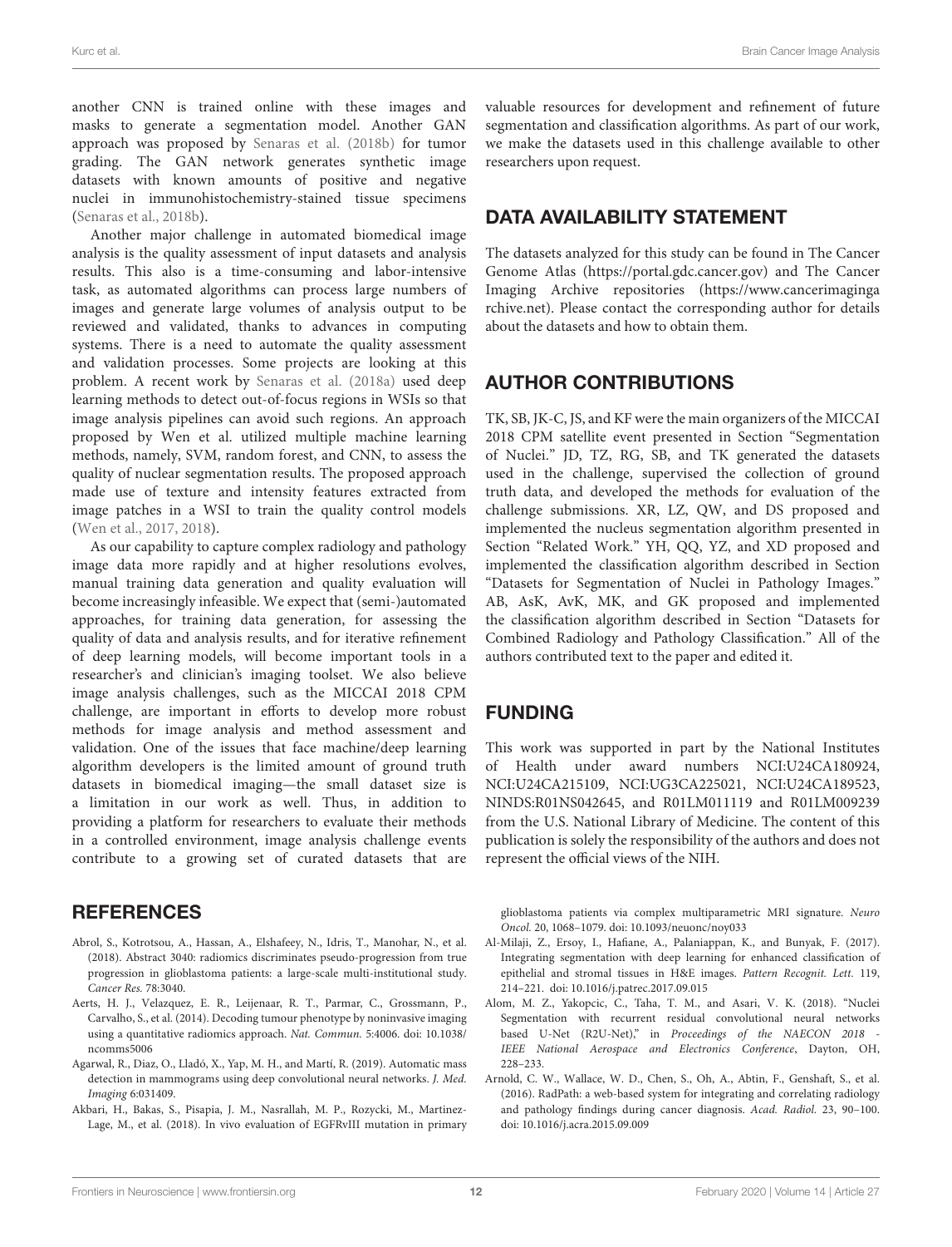another CNN is trained online with these images and masks to generate a segmentation model. Another GAN approach was proposed by Senaras et al. (2018b) for tumor grading. The GAN network generates synthetic image datasets with known amounts of positive and negative nuclei in immunohistochemistry-stained tissue specimens (Senaras et al., 2018b).

Another major challenge in automated biomedical image analysis is the quality assessment of input datasets and analysis results. This also is a time-consuming and labor-intensive task, as automated algorithms can process large numbers of images and generate large volumes of analysis output to be reviewed and validated, thanks to advances in computing systems. There is a need to automate the quality assessment and validation processes. Some projects are looking at this problem. A recent work by Senaras et al. (2018a) used deep learning methods to detect out-of-focus regions in WSIs so that image analysis pipelines can avoid such regions. An approach proposed by Wen et al. utilized multiple machine learning methods, namely, SVM, random forest, and CNN, to assess the quality of nuclear segmentation results. The proposed approach made use of texture and intensity features extracted from image patches in a WSI to train the quality control models (Wen et al., 2017, 2018).

As our capability to capture complex radiology and pathology image data more rapidly and at higher resolutions evolves, manual training data generation and quality evaluation will become increasingly infeasible. We expect that (semi-)automated approaches, for training data generation, for assessing the quality of data and analysis results, and for iterative refinement of deep learning models, will become important tools in a researcher's and clinician's imaging toolset. We also believe image analysis challenges, such as the MICCAI 2018 CPM challenge, are important in efforts to develop more robust methods for image analysis and method assessment and validation. One of the issues that face machine/deep learning algorithm developers is the limited amount of ground truth datasets in biomedical imaging—the small dataset size is a limitation in our work as well. Thus, in addition to providing a platform for researchers to evaluate their methods in a controlled environment, image analysis challenge events contribute to a growing set of curated datasets that are valuable resources for development and refinement of future segmentation and classification algorithms. As part of our work, we make the datasets used in this challenge available to other researchers upon request.

## DATA AVAILABILITY STATEMENT

The datasets analyzed for this study can be found in The Cancer Genome Atlas (https://portal.gdc.cancer.gov) and The Cancer Imaging Archive repositories (https://www.cancerimagingarchive.net). Please contact the corresponding author for details about the datasets and how to obtain them.

## AUTHOR CONTRIBUTIONS

TK, SB, JK-C, JS, and KF were the main organizers of the MICCAI 2018 CPM satellite event presented in Section "Segmentation of Nuclei." JD, TZ, RG, SB, and TK generated the datasets used in the challenge, supervised the collection of ground truth data, and developed the methods for evaluation of the challenge submissions. XR, LZ, QW, and DS proposed and implemented the nucleus segmentation algorithm presented in Section "Related Work." YH, QQ, YZ, and XD proposed and implemented the classification algorithm described in Section "Datasets for Segmentation of Nuclei in Pathology Images." AB, AsK, AvK, MK, and GK proposed and implemented the classification algorithm described in Section "Datasets for Combined Radiology and Pathology Classification." All of the authors contributed text to the paper and edited it.

## FUNDING

This work was supported in part by the National Institutes of Health under award numbers NCI:U24CA180924, NCI:U24CA215109, NCI:UG3CA225021, NCI:U24CA189523, NINDS:R01NS042645, and R01LM011119 and R01LM009239 from the U.S. National Library of Medicine. The content of this publication is solely the responsibility of the authors and does not represent the official views of the NIH.

## REFERENCES

Abrol, S., Kotrotsou, A., Hassan, A., Elshafeey, N., Idris, T., Manohar, N., et al. (2018). Abstract 3040: radiomics discriminates pseudo-progression from true progression in glioblastoma patients: a large-scale multi-institutional study. *Cancer Res.* 78:3040.

Aerts, H. J., Velazquez, E. R., Leijenaar, R. T., Parmar, C., Grossmann, P., Carvalho, S., et al. (2014). Decoding tumour phenotype by noninvasive imaging using a quantitative radiomics approach. *Nat. Commun.* 5:4006. doi: 10.1038/ncomms5006

Agarwal, R., Diaz, O., Lladó, X., Yap, M. H., and Martí, R. (2019). Automatic mass detection in mammograms using deep convolutional neural networks. *J. Med. Imaging* 6:031409.

Akbari, H., Bakas, S., Pisapia, J. M., Nasrallah, M. P., Rozycki, M., Martinez-Lage, M., et al. (2018). In vivo evaluation of EGFRvIII mutation in primary glioblastoma patients via complex multiparametric MRI signature. *Neuro Oncol.* 20, 1068–1079. doi: 10.1093/neuonc/noy033

Al-Milaji, Z., Ersoy, I., Hafiane, A., Palaniappan, K., and Bunyak, F. (2017). Integrating segmentation with deep learning for enhanced classification of epithelial and stromal tissues in H&E images. *Pattern Recognit. Lett.* 119, 214–221. doi: 10.1016/j.patrec.2017.09.015

Alom, M. Z., Yakopcic, C., Taha, T. M., and Asari, V. K. (2018). "Nuclei Segmentation with recurrent residual convolutional neural networks based U-Net (R2U-Net)," in *Proceedings of the NAECON 2018 - IEEE National Aerospace and Electronics Conference*, Dayton, OH, 228–233.

Arnold, C. W., Wallace, W. D., Chen, S., Oh, A., Abtin, F., Genshaft, S., et al. (2016). RadPath: a web-based system for integrating and correlating radiology and pathology findings during cancer diagnosis. *Acad. Radiol.* 23, 90–100. doi: 10.1016/j.acra.2015.09.009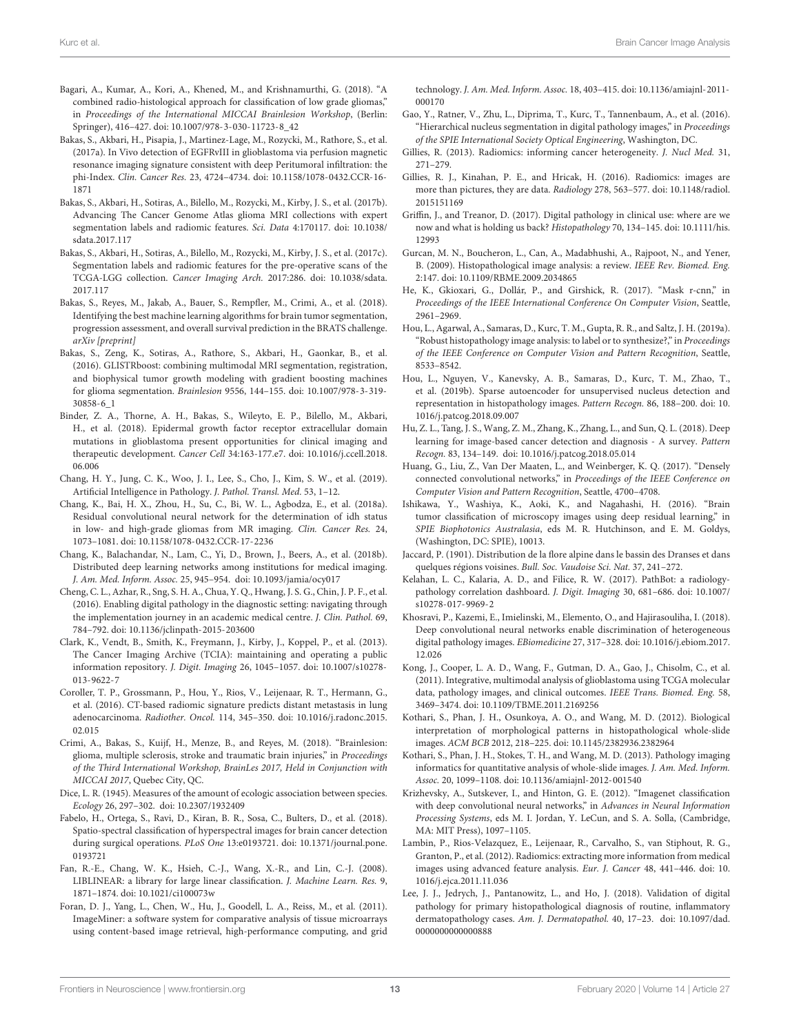Bagari, A., Kumar, A., Kori, A., Khened, M., and Krishnamurthi, G. (2018). "A combined radio-histological approach for classification of low grade gliomas," in *Proceedings of the International MICCAI Brainlesion Workshop*, (Berlin: Springer), 416–427. doi: 10.1007/978-3-030-11723-8_42

Bakas, S., Akbari, H., Pisapia, J., Martinez-Lage, M., Rozycki, M., Rathore, S., et al. (2017a). In Vivo detection of EGFRvIII in glioblastoma via perfusion magnetic resonance imaging signature consistent with deep Peritumoral infiltration: the phi-Index. *Clin. Cancer Res.* 23, 4724–4734. doi: 10.1158/1078-0432.CCR-16-1871

Bakas, S., Akbari, H., Sotiras, A., Bilello, M., Rozycki, M., Kirby, J. S., et al. (2017b). Advancing The Cancer Genome Atlas glioma MRI collections with expert segmentation labels and radiomic features. *Sci. Data* 4:170117. doi: 10.1038/sdata.2017.117

Bakas, S., Akbari, H., Sotiras, A., Bilello, M., Rozycki, M., Kirby, J. S., et al. (2017c). Segmentation labels and radiomic features for the pre-operative scans of the TCGA-LGG collection. *Cancer Imaging Arch.* 2017:286. doi: 10.1038/sdata.2017.117

Bakas, S., Reyes, M., Jakab, A., Bauer, S., Rempfler, M., Crimi, A., et al. (2018). Identifying the best machine learning algorithms for brain tumor segmentation, progression assessment, and overall survival prediction in the BRATS challenge. *arXiv [preprint]*

Bakas, S., Zeng, K., Sotiras, A., Rathore, S., Akbari, H., Gaonkar, B., et al. (2016). GLISTRboost: combining multimodal MRI segmentation, registration, and biophysical tumor growth modeling with gradient boosting machines for glioma segmentation. *Brainlesion* 9556, 144–155. doi: 10.1007/978-3-319-30858-6_1

Binder, Z. A., Thorne, A. H., Bakas, S., Wileyto, E. P., Bilello, M., Akbari, H., et al. (2018). Epidermal growth factor receptor extracellular domain mutations in glioblastoma present opportunities for clinical imaging and therapeutic development. *Cancer Cell* 34:163-177.e7. doi: 10.1016/j.ccell.2018.06.006

Chang, H. Y., Jung, C. K., Woo, J. I., Lee, S., Cho, J., Kim, S. W., et al. (2019). Artificial Intelligence in Pathology. *J. Pathol. Transl. Med.* 53, 1–12.

Chang, K., Bai, H. X., Zhou, H., Su, C., Bi, W. L., Agbodza, E., et al. (2018a). Residual convolutional neural network for the determination of idh status in low- and high-grade gliomas from MR imaging. *Clin. Cancer Res.* 24, 1073–1081. doi: 10.1158/1078-0432.CCR-17-2236

Chang, K., Balachandar, N., Lam, C., Yi, D., Brown, J., Beers, A., et al. (2018b). Distributed deep learning networks among institutions for medical imaging. *J. Am. Med. Inform. Assoc.* 25, 945–954. doi: 10.1093/jamia/ocy017

Cheng, C. L., Azhar, R., Sng, S. H. A., Chua, Y. Q., Hwang, J. S. G., Chin, J. P. F., et al. (2016). Enabling digital pathology in the diagnostic setting: navigating through the implementation journey in an academic medical centre. *J. Clin. Pathol.* 69, 784–792. doi: 10.1136/jclinpath-2015-203600

Clark, K., Vendt, B., Smith, K., Freymann, J., Kirby, J., Koppel, P., et al. (2013). The Cancer Imaging Archive (TCIA): maintaining and operating a public information repository. *J. Digit. Imaging* 26, 1045–1057. doi: 10.1007/s10278-013-9622-7

Coroller, T. P., Grossmann, P., Hou, Y., Rios, V., Leijenaar, R. T., Hermann, G., et al. (2016). CT-based radiomic signature predicts distant metastasis in lung adenocarcinoma. *Radiother. Oncol.* 114, 345–350. doi: 10.1016/j.radonc.2015.02.015

Crimi, A., Bakas, S., Kuijf, H., Menze, B., and Reyes, M. (2018). "Brainlesion: glioma, multiple sclerosis, stroke and traumatic brain injuries," in *Proceedings of the Third International Workshop, BrainLes 2017, Held in Conjunction with MICCAI 2017*, Quebec City, QC.

Dice, L. R. (1945). Measures of the amount of ecologic association between species. *Ecology* 26, 297–302. doi: 10.2307/1932409

Fabelo, H., Ortega, S., Ravi, D., Kiran, B. R., Sosa, C., Bulters, D., et al. (2018). Spatio-spectral classification of hyperspectral images for brain cancer detection during surgical operations. *PLoS One* 13:e0193721. doi: 10.1371/journal.pone.0193721

Fan, R.-E., Chang, W. K., Hsieh, C.-J., Wang, X.-R., and Lin, C.-J. (2008). LIBLINEAR: a library for large linear classification. *J. Machine Learn. Res.* 9, 1871–1874. doi: 10.1021/ci100073w

Foran, D. J., Yang, L., Chen, W., Hu, J., Goodell, L. A., Reiss, M., et al. (2011). ImageMiner: a software system for comparative analysis of tissue microarrays using content-based image retrieval, high-performance computing, and grid technology. *J. Am. Med. Inform. Assoc.* 18, 403–415. doi: 10.1136/amiajnl-2011-000170

Gao, Y., Ratner, V., Zhu, L., Diprima, T., Kurc, T., Tannenbaum, A., et al. (2016). "Hierarchical nucleus segmentation in digital pathology images," in *Proceedings of the SPIE International Society Optical Engineering*, Washington, DC.

Gillies, R. (2013). Radiomics: informing cancer heterogeneity. *J. Nucl Med.* 31, 271–279.

Gillies, R. J., Kinahan, P. E., and Hricak, H. (2016). Radiomics: images are more than pictures, they are data. *Radiology* 278, 563–577. doi: 10.1148/radiol.2015151169

Griffin, J., and Treanor, D. (2017). Digital pathology in clinical use: where are we now and what is holding us back? *Histopathology* 70, 134–145. doi: 10.1111/his.12993

Gurcan, M. N., Boucheron, L., Can, A., Madabhushi, A., Rajpoot, N., and Yener, B. (2009). Histopathological image analysis: a review. *IEEE Rev. Biomed. Eng.* 2:147. doi: 10.1109/RBME.2009.2034865

He, K., Gkioxari, G., Dollár, P., and Girshick, R. (2017). "Mask r-cnn," in *Proceedings of the IEEE International Conference On Computer Vision*, Seattle, 2961–2969.

Hou, L., Agarwal, A., Samaras, D., Kurc, T. M., Gupta, R. R., and Saltz, J. H. (2019a). "Robust histopathology image analysis: to label or to synthesize?," in *Proceedings of the IEEE Conference on Computer Vision and Pattern Recognition*, Seattle, 8533–8542.

Hou, L., Nguyen, V., Kanevsky, A. B., Samaras, D., Kurc, T. M., Zhao, T., et al. (2019b). Sparse autoencoder for unsupervised nucleus detection and representation in histopathology images. *Pattern Recogn.* 86, 188–200. doi: 10.1016/j.patcog.2018.09.007

Hu, Z. L., Tang, J. S., Wang, Z. M., Zhang, K., Zhang, L., and Sun, Q. L. (2018). Deep learning for image-based cancer detection and diagnosis - A survey. *Pattern Recogn.* 83, 134–149. doi: 10.1016/j.patcog.2018.05.014

Huang, G., Liu, Z., Van Der Maaten, L., and Weinberger, K. Q. (2017). "Densely connected convolutional networks," in *Proceedings of the IEEE Conference on Computer Vision and Pattern Recognition*, Seattle, 4700–4708.

Ishikawa, Y., Washiya, K., Aoki, K., and Nagahashi, H. (2016). "Brain tumor classification of microscopy images using deep residual learning," in *SPIE Biophotonics Australasia*, eds M. R. Hutchinson, and E. M. Goldys, (Washington, DC: SPIE), 10013.

Jaccard, P. (1901). Distribution de la flore alpine dans le bassin des Dranses et dans quelques régions voisines. *Bull. Soc. Vaudoise Sci. Nat.* 37, 241–272.

Kelahan, L. C., Kalaria, A. D., and Filice, R. W. (2017). PathBot: a radiology-pathology correlation dashboard. *J. Digit. Imaging* 30, 681–686. doi: 10.1007/s10278-017-9969-2

Khosravi, P., Kazemi, E., Imielinski, M., Elemento, O., and Hajirasouliha, I. (2018). Deep convolutional neural networks enable discrimination of heterogeneous digital pathology images. *EBiomedicine* 27, 317–328. doi: 10.1016/j.ebiom.2017.12.026

Kong, J., Cooper, L. A. D., Wang, F., Gutman, D. A., Gao, J., Chisolm, C., et al. (2011). Integrative, multimodal analysis of glioblastoma using TCGA molecular data, pathology images, and clinical outcomes. *IEEE Trans. Biomed. Eng.* 58, 3469–3474. doi: 10.1109/TBME.2011.2169256

Kothari, S., Phan, J. H., Osunkoya, A. O., and Wang, M. D. (2012). Biological interpretation of morphological patterns in histopathological whole-slide images. *ACM BCB* 2012, 218–225. doi: 10.1145/2382936.2382964

Kothari, S., Phan, J. H., Stokes, T. H., and Wang, M. D. (2013). Pathology imaging informatics for quantitative analysis of whole-slide images. *J. Am. Med. Inform. Assoc.* 20, 1099–1108. doi: 10.1136/amiajnl-2012-001540

Krizhevsky, A., Sutskever, I., and Hinton, G. E. (2012). "Imagenet classification with deep convolutional neural networks," in *Advances in Neural Information Processing Systems*, eds M. I. Jordan, Y. LeCun, and S. A. Solla, (Cambridge, MA: MIT Press), 1097–1105.

Lambin, P., Rios-Velazquez, E., Leijenaar, R., Carvalho, S., van Stiphout, R. G., Granton, P., et al. (2012). Radiomics: extracting more information from medical images using advanced feature analysis. *Eur. J. Cancer* 48, 441–446. doi: 10.1016/j.ejca.2011.11.036

Lee, J. J., Jedrych, J., Pantanowitz, L., and Ho, J. (2018). Validation of digital pathology for primary histopathological diagnosis of routine, inflammatory dermatopathology cases. *Am. J. Dermatopathol.* 40, 17–23. doi: 10.1097/dad.0000000000000888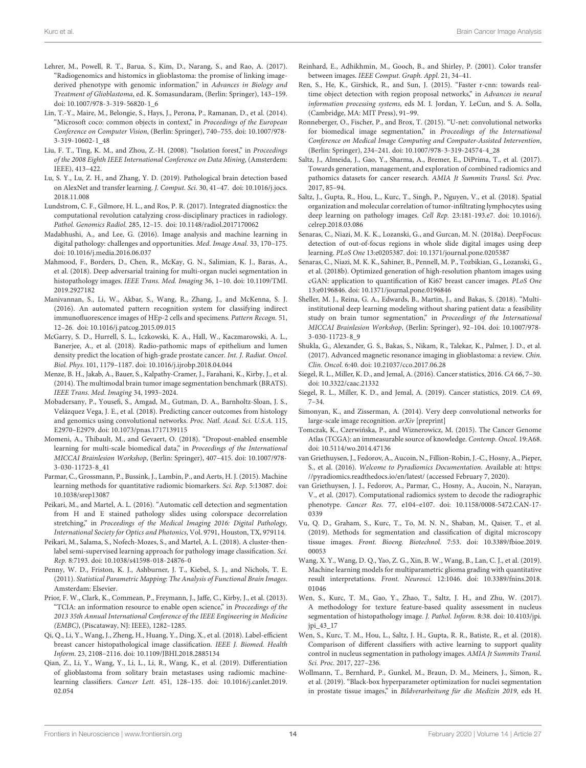Lehrer, M., Powell, R. T., Barua, S., Kim, D., Narang, S., and Rao, A. (2017). "Radiogenomics and histomics in glioblastoma: the promise of linking image-derived phenotype with genomic information," in *Advances in Biology and Treatment of Glioblastoma*, ed. K. Somasundaram, (Berlin: Springer), 143–159. doi: 10.1007/978-3-319-56820-1_6

Lin, T.-Y., Maire, M., Belongie, S., Hays, J., Perona, P., Ramanan, D., et al. (2014). "Microsoft coco: common objects in context," in *Proceedings of the European Conference on Computer Vision*, (Berlin: Springer), 740–755. doi: 10.1007/978-3-319-10602-1_48

Liu, F. T., Ting, K. M., and Zhou, Z.-H. (2008). "Isolation forest," in *Proceedings of the 2008 Eighth IEEE International Conference on Data Mining*, (Amsterdem: IEEE), 413–422.

Lu, S. Y., Lu, Z. H., and Zhang, Y. D. (2019). Pathological brain detection based on AlexNet and transfer learning. *J. Comput. Sci.* 30, 41–47. doi: 10.1016/j.jocs.2018.11.008

Lundstrom, C. F., Gilmore, H. L., and Ros, P. R. (2017). Integrated diagnostics: the computational revolution catalyzing cross-disciplinary practices in radiology. *Pathol. Genomics Radiol.* 285, 12–15. doi: 10.1148/radiol.2017170062

Madabhushi, A., and Lee, G. (2016). Image analysis and machine learning in digital pathology: challenges and opportunities. *Med. Image Anal.* 33, 170–175. doi: 10.1016/j.media.2016.06.037

Mahmood, F., Borders, D., Chen, R., McKay, G. N., Salimian, K. J., Baras, A., et al. (2018). Deep adversarial training for multi-organ nuclei segmentation in histopathology images. *IEEE Trans. Med. Imaging* 36, 1–10. doi: 10.1109/TMI.2019.2927182

Manivannan, S., Li, W., Akbar, S., Wang, R., Zhang, J., and McKenna, S. J. (2016). An automated pattern recognition system for classifying indirect immunofluorescence images of HEp-2 cells and specimens. *Pattern Recogn.* 51, 12–26. doi: 10.1016/j.patcog.2015.09.015

McGarry, S. D., Hurrell, S. L., Iczkowski, K. A., Hall, W., Kaczmarowski, A. L., Banerjee, A., et al. (2018). Radio-pathomic maps of epithelium and lumen density predict the location of high-grade prostate cancer. *Int. J. Radiat. Oncol. Biol. Phys.* 101, 1179–1187. doi: 10.1016/j.ijrobp.2018.04.044

Menze, B. H., Jakab, A., Bauer, S., Kalpathy-Cramer, J., Farahani, K., Kirby, J., et al. (2014). The multimodal brain tumor image segmentation benchmark (BRATS). *IEEE Trans. Med. Imaging* 34, 1993–2024.

Mobadersany, P., Yousefi, S., Amgad, M., Gutman, D. A., Barnholtz-Sloan, J. S., Velázquez Vega, J. E., et al. (2018). Predicting cancer outcomes from histology and genomics using convolutional networks. *Proc. Natl. Acad. Sci. U.S.A.* 115, E2970–E2979. doi: 10.1073/pnas.1717139115

Momeni, A., Thibault, M., and Gevaert, O. (2018). "Dropout-enabled ensemble learning for multi-scale biomedical data," in *Proceedings of the International MICCAI Brainlesion Workshop*, (Berlin: Springer), 407–415. doi: 10.1007/978-3-030-11723-8_41

Parmar, C., Grossmann, P., Bussink, J., Lambin, P., and Aerts, H. J. (2015). Machine learning methods for quantitative radiomic biomarkers. *Sci. Rep.* 5:13087. doi: 10.1038/srep13087

Peikari, M., and Martel, A. L. (2016). "Automatic cell detection and segmentation from H and E stained pathology slides using colorspace decorrelation stretching," in *Proceedings of the Medical Imaging 2016: Digital Pathology, International Society for Optics and Photonics*, Vol. 9791, Houston, TX, 979114.

Peikari, M., Salama, S., Nofech-Mozes, S., and Martel, A. L. (2018). A cluster-then-label semi-supervised learning approach for pathology image classification. *Sci. Rep.* 8:7193. doi: 10.1038/s41598-018-24876-0

Penny, W. D., Friston, K. J., Ashburner, J. T., Kiebel, S. J., and Nichols, T. E. (2011). *Statistical Parametric Mapping: The Analysis of Functional Brain Images*. Amsterdam: Elsevier.

Prior, F. W., Clark, K., Commean, P., Freymann, J., Jaffe, C., Kirby, J., et al. (2013). "TCIA: an information resource to enable open science," in *Proceedings of the 2013 35th Annual International Conference of the IEEE Engineering in Medicine (EMBC)*, (Piscataway, NJ: IEEE), 1282–1285.

Qi, Q., Li, Y., Wang, J., Zheng, H., Huang, Y., Ding, X., et al. (2018). Label-efficient breast cancer histopathological image classification. *IEEE J. Biomed. Health Inform.* 23, 2108–2116. doi: 10.1109/JBHI.2018.2885134

Qian, Z., Li, Y., Wang, Y., Li, L., Li, R., Wang, K., et al. (2019). Differentiation of glioblastoma from solitary brain metastases using radiomic machine-learning classifiers. *Cancer Lett.* 451, 128–135. doi: 10.1016/j.canlet.2019.02.054

Reinhard, E., Adhikhmin, M., Gooch, B., and Shirley, P. (2001). Color transfer between images. *IEEE Comput. Graph. Appl.* 21, 34–41.

Ren, S., He, K., Girshick, R., and Sun, J. (2015). "Faster r-cnn: towards real-time object detection with region proposal networks," in *Advances in neural information processing systems*, eds M. I. Jordan, Y. LeCun, and S. A. Solla, (Cambridge, MA: MIT Press), 91–99.

Ronneberger, O., Fischer, P., and Brox, T. (2015). "U-net: convolutional networks for biomedical image segmentation," in *Proceedings of the International Conference on Medical Image Computing and Computer-Assisted Intervention*, (Berlin: Springer), 234–241. doi: 10.1007/978-3-319-24574-4_28

Saltz, J., Almeida, J., Gao, Y., Sharma, A., Bremer, E., DiPrima, T., et al. (2017). Towards generation, management, and exploration of combined radiomics and pathomics datasets for cancer research. *AMIA Jt Summits Transl. Sci. Proc.* 2017, 85–94.

Saltz, J., Gupta, R., Hou, L., Kurc, T., Singh, P., Nguyen, V., et al. (2018). Spatial organization and molecular correlation of tumor-infiltrating lymphocytes using deep learning on pathology images. *Cell Rep.* 23:181-193.e7. doi: 10.1016/j.celrep.2018.03.086

Senaras, C., Niazi, M. K. K., Lozanski, G., and Gurcan, M. N. (2018a). DeepFocus: detection of out-of-focus regions in whole slide digital images using deep learning. *PLoS One* 13:e0205387. doi: 10.1371/journal.pone.0205387

Senaras, C., Niazi, M. K. K., Sahiner, B., Pennell, M. P., Tozbikian, G., Lozanski, G., et al. (2018b). Optimized generation of high-resolution phantom images using cGAN: application to quantification of Ki67 breast cancer images. *PLoS One* 13:e0196846. doi: 10.1371/journal.pone.0196846

Sheller, M. J., Reina, G. A., Edwards, B., Martin, J., and Bakas, S. (2018). "Multi-institutional deep learning modeling without sharing patient data: a feasibility study on brain tumor segmentation," in *Proceedings of the International MICCAI Brainlesion Workshop*, (Berlin: Springer), 92–104. doi: 10.1007/978-3-030-11723-8_9

Shukla, G., Alexander, G. S., Bakas, S., Nikam, R., Talekar, K., Palmer, J. D., et al. (2017). Advanced magnetic resonance imaging in glioblastoma: a review. *Chin. Clin. Oncol.* 6:40. doi: 10.21037/cco.2017.06.28

Siegel, R. L., Miller, K. D., and Jemal, A. (2016). Cancer statistics, 2016. *CA* 66, 7–30. doi: 10.3322/caac.21332

Siegel, R. L., Miller, K. D., and Jemal, A. (2019). Cancer statistics, 2019. *CA* 69, 7–34.

Simonyan, K., and Zisserman, A. (2014). Very deep convolutional networks for large-scale image recognition. *arXiv* [preprint]

Tomczak, K., Czerwińska, P., and Wiznerowicz, M. (2015). The Cancer Genome Atlas (TCGA): an immeasurable source of knowledge. *Contemp. Oncol.* 19:A68. doi: 10.5114/wo.2014.47136

van Griethuysen, J., Fedorov, A., Aucoin, N., Fillion-Robin, J.-C., Hosny, A., Pieper, S., et al. (2016). *Welcome to Pyradiomics Documentation*. Available at: https://pyradiomics.readthedocs.io/en/latest/ (accessed February 7, 2020).

van Griethuysen, J. J., Fedorov, A., Parmar, C., Hosny, A., Aucoin, N., Narayan, V., et al. (2017). Computational radiomics system to decode the radiographic phenotype. *Cancer Res.* 77, e104–e107. doi: 10.1158/0008-5472.CAN-17-0339

Vu, Q. D., Graham, S., Kurc, T., To, M. N. N., Shaban, M., Qaiser, T., et al. (2019). Methods for segmentation and classification of digital microscopy tissue images. *Front. Bioeng. Biotechnol.* 7:53. doi: 10.3389/fbioe.2019.00053

Wang, X. Y., Wang, D. Q., Yao, Z. G., Xin, B. W., Wang, B., Lan, C. J., et al. (2019). Machine learning models for multiparametric glioma grading with quantitative result interpretations. *Front. Neurosci.* 12:1046. doi: 10.3389/fnins.2018.01046

Wen, S., Kurc, T. M., Gao, Y., Zhao, T., Saltz, J. H., and Zhu, W. (2017). A methodology for texture feature-based quality assessment in nucleus segmentation of histopathology image. *J. Pathol. Inform.* 8:38. doi: 10.4103/jpi.jpi_43_17

Wen, S., Kurc, T. M., Hou, L., Saltz, J. H., Gupta, R. R., Batiste, R., et al. (2018). Comparison of different classifiers with active learning to support quality control in nucleus segmentation in pathology images. *AMIA Jt Summits Transl. Sci. Proc.* 2017, 227–236.

Wollmann, T., Bernhard, P., Gunkel, M., Braun, D. M., Meiners, J., Simon, R., et al. (2019). "Black-box hyperparameter optimization for nuclei segmentation in prostate tissue images," in *Bildverarbeitung für die Medizin 2019*, eds H.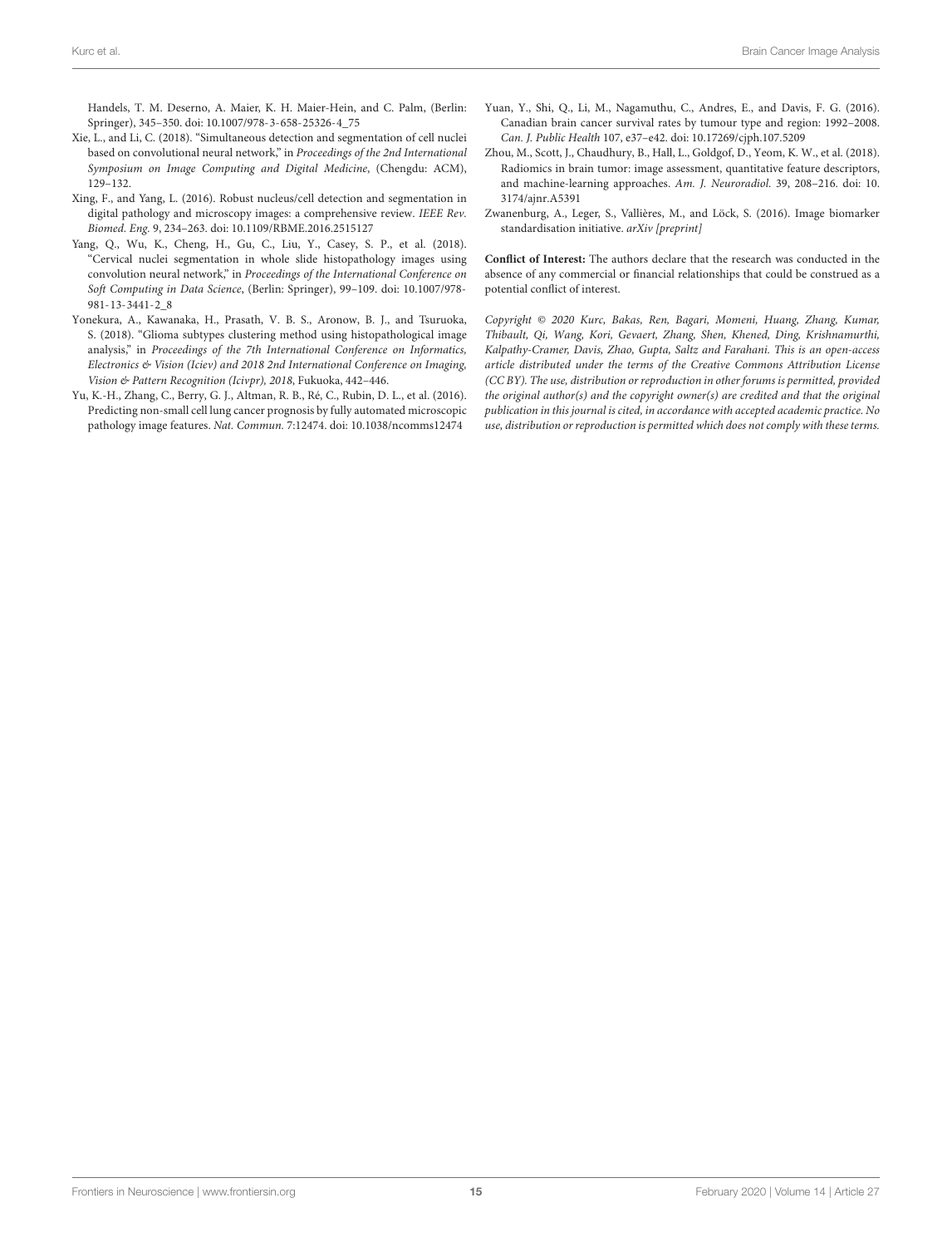Handels, T. M. Deserno, A. Maier, K. H. Maier-Hein, and C. Palm, (Berlin: Springer), 345–350. doi: 10.1007/978-3-658-25326-4_75

Xie, L., and Li, C. (2018). "Simultaneous detection and segmentation of cell nuclei based on convolutional neural network," in *Proceedings of the 2nd International Symposium on Image Computing and Digital Medicine*, (Chengdu: ACM), 129–132.

Xing, F., and Yang, L. (2016). Robust nucleus/cell detection and segmentation in digital pathology and microscopy images: a comprehensive review. *IEEE Rev. Biomed. Eng.* 9, 234–263. doi: 10.1109/RBME.2016.2515127

Yang, Q., Wu, K., Cheng, H., Gu, C., Liu, Y., Casey, S. P., et al. (2018). "Cervical nuclei segmentation in whole slide histopathology images using convolution neural network," in *Proceedings of the International Conference on Soft Computing in Data Science*, (Berlin: Springer), 99–109. doi: 10.1007/978-981-13-3441-2_8

Yonekura, A., Kawanaka, H., Prasath, V. B. S., Aronow, B. J., and Tsuruoka, S. (2018). "Glioma subtypes clustering method using histopathological image analysis," in *Proceedings of the 7th International Conference on Informatics, Electronics & Vision (Iciev) and 2018 2nd International Conference on Imaging, Vision & Pattern Recognition (Icivpr), 2018*, Fukuoka, 442–446.

Yu, K.-H., Zhang, C., Berry, G. J., Altman, R. B., Ré, C., Rubin, D. L., et al. (2016). Predicting non-small cell lung cancer prognosis by fully automated microscopic pathology image features. *Nat. Commun.* 7:12474. doi: 10.1038/ncomms12474

Yuan, Y., Shi, Q., Li, M., Nagamuthu, C., Andres, E., and Davis, F. G. (2016). Canadian brain cancer survival rates by tumour type and region: 1992–2008. *Can. J. Public Health* 107, e37–e42. doi: 10.17269/cjph.107.5209

Zhou, M., Scott, J., Chaudhury, B., Hall, L., Goldgof, D., Yeom, K. W., et al. (2018). Radiomics in brain tumor: image assessment, quantitative feature descriptors, and machine-learning approaches. *Am. J. Neuroradiol.* 39, 208–216. doi: 10.3174/ajnr.A5391

Zwanenburg, A., Leger, S., Vallières, M., and Löck, S. (2016). Image biomarker standardisation initiative. *arXiv [preprint]*

**Conflict of Interest:** The authors declare that the research was conducted in the absence of any commercial or financial relationships that could be construed as a potential conflict of interest.

*Copyright © 2020 Kurc, Bakas, Ren, Bagari, Momeni, Huang, Zhang, Kumar, Thibault, Qi, Wang, Kori, Gevaert, Zhang, Shen, Khened, Ding, Krishnamurthi, Kalpathy-Cramer, Davis, Zhao, Gupta, Saltz and Farahani. This is an open-access article distributed under the terms of the Creative Commons Attribution License (CC BY). The use, distribution or reproduction in other forums is permitted, provided the original author(s) and the copyright owner(s) are credited and that the original publication in this journal is cited, in accordance with accepted academic practice. No use, distribution or reproduction is permitted which does not comply with these terms.*